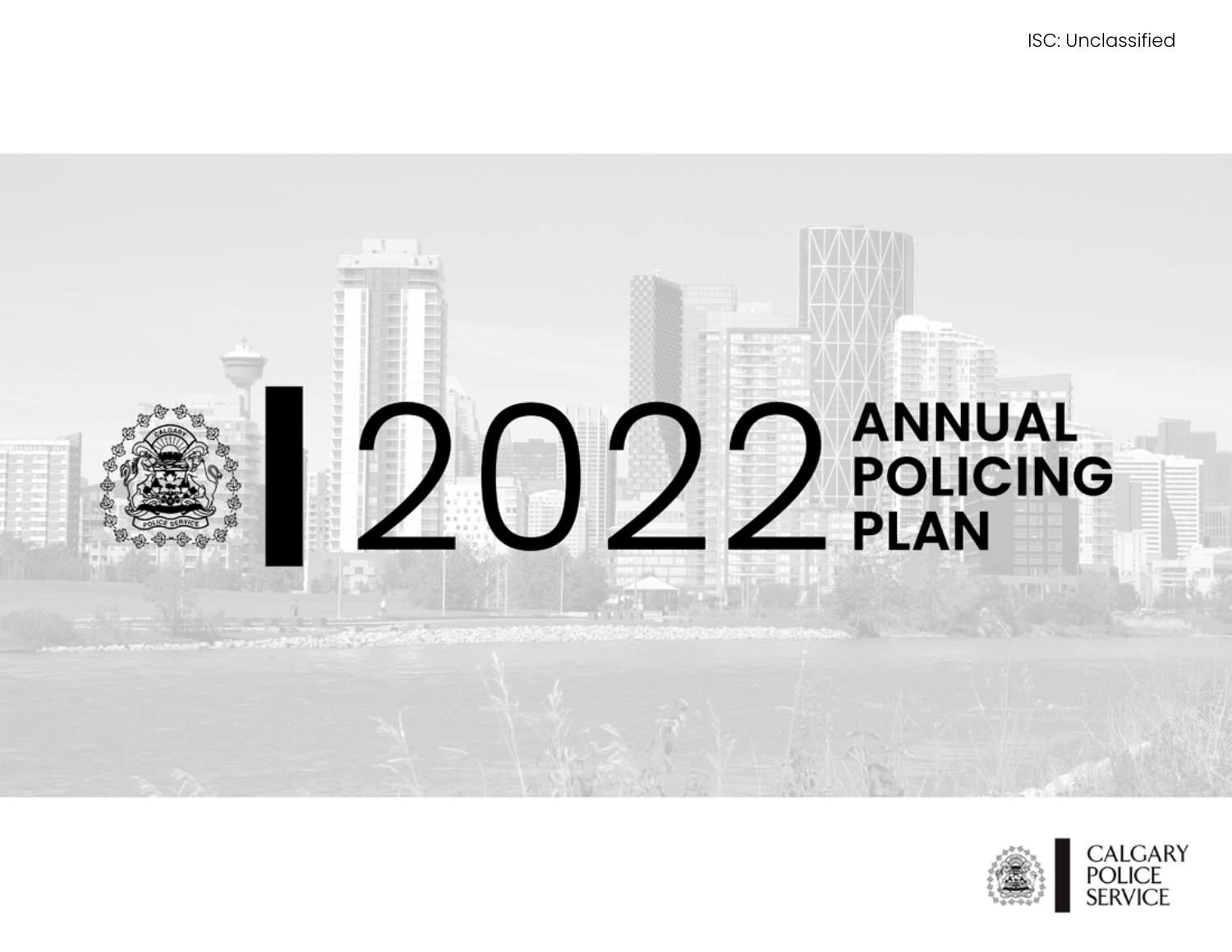ISC: Unclassified

# 2022 ANNUAL POLICING PLAN

CALGARY POLICE SERVICE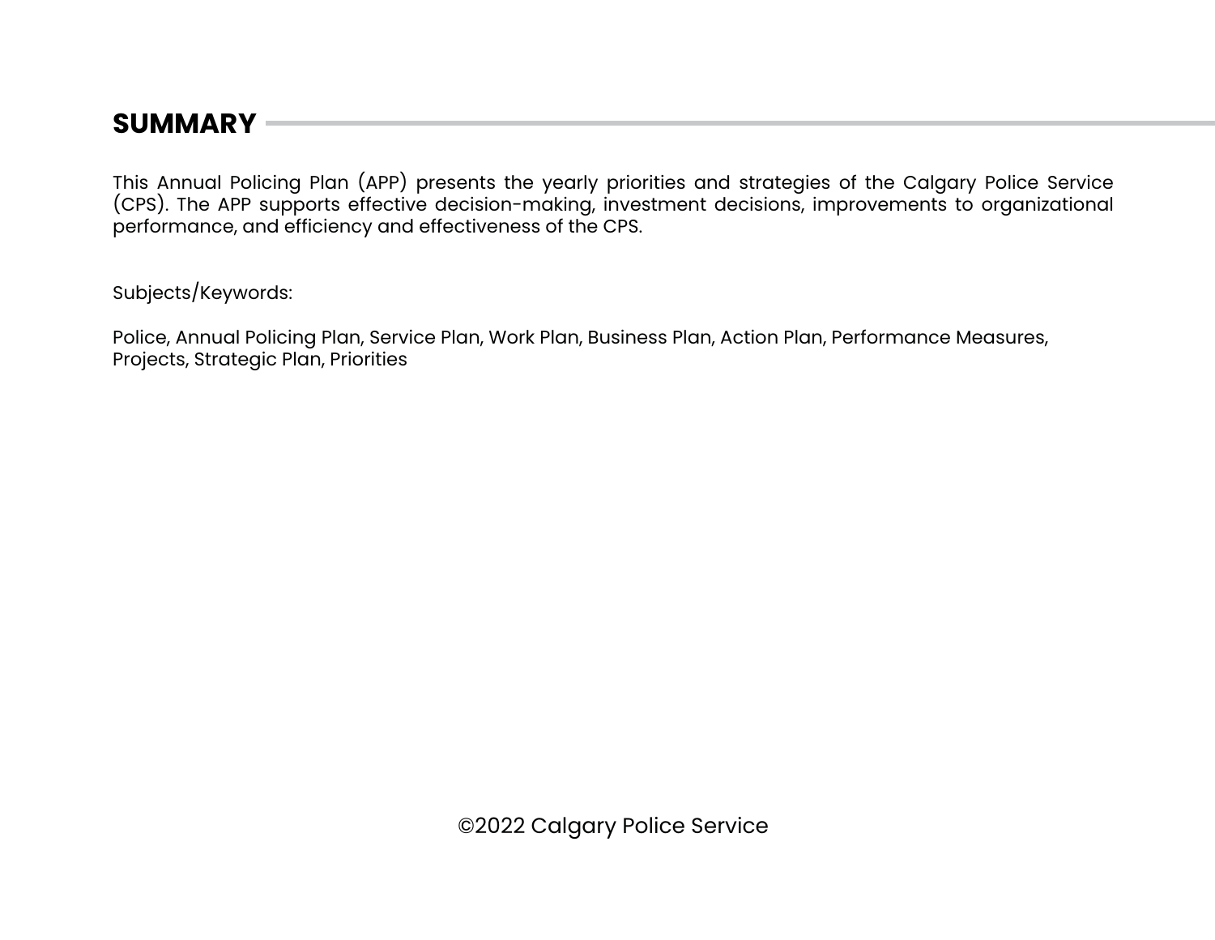## SUMMARY

This Annual Policing Plan (APP) presents the yearly priorities and strategies of the Calgary Police Service (CPS). The APP supports effective decision-making, investment decisions, improvements to organizational performance, and efficiency and effectiveness of the CPS.

Subjects/Keywords:

Police, Annual Policing Plan, Service Plan, Work Plan, Business Plan, Action Plan, Performance Measures, Projects, Strategic Plan, Priorities

©2022 Calgary Police Service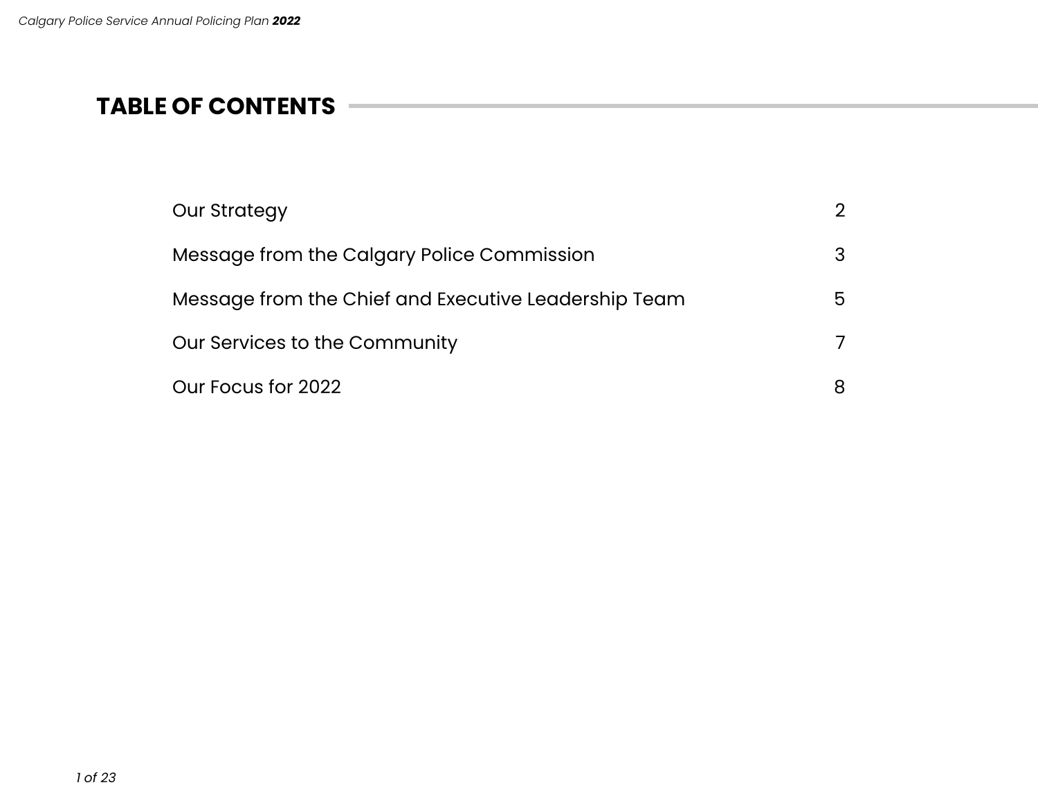# TABLE OF CONTENTS

| | |
|---|---|
| Our Strategy | 2 |
| Message from the Calgary Police Commission | 3 |
| Message from the Chief and Executive Leadership Team | 5 |
| Our Services to the Community | 7 |
| Our Focus for 2022 | 8 |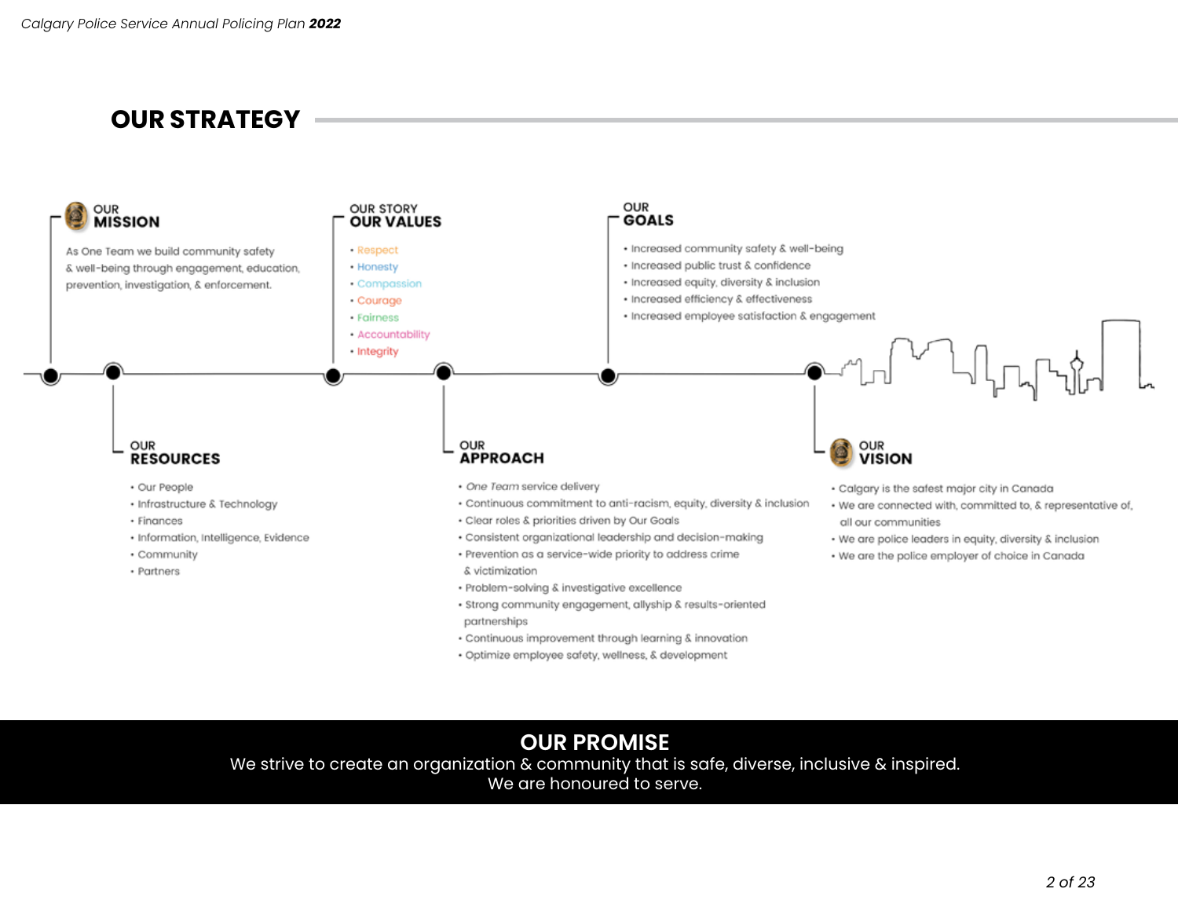## OUR STRATEGY

### OUR MISSION

As One Team we build community safety & well-being through engagement, education, prevention, investigation, & enforcement.

### OUR RESOURCES

- Our People
- Infrastructure & Technology
- Finances
- Information, Intelligence, Evidence
- Community
- Partners

### OUR STORY / OUR VALUES

- Respect
- Honesty
- Compassion
- Courage
- Fairness
- Accountability
- Integrity

### OUR APPROACH

- *One Team* service delivery
- Continuous commitment to anti-racism, equity, diversity & inclusion
- Clear roles & priorities driven by Our Goals
- Consistent organizational leadership and decision-making
- Prevention as a service-wide priority to address crime & victimization
- Problem-solving & investigative excellence
- Strong community engagement, allyship & results-oriented partnerships
- Continuous improvement through learning & innovation
- Optimize employee safety, wellness, & development

### OUR GOALS

- Increased community safety & well-being
- Increased public trust & confidence
- Increased equity, diversity & inclusion
- Increased efficiency & effectiveness
- Increased employee satisfaction & engagement

### OUR VISION

- Calgary is the safest major city in Canada
- We are connected with, committed to, & representative of, all our communities
- We are police leaders in equity, diversity & inclusion
- We are the police employer of choice in Canada

## OUR PROMISE

We strive to create an organization & community that is safe, diverse, inclusive & inspired.
We are honoured to serve.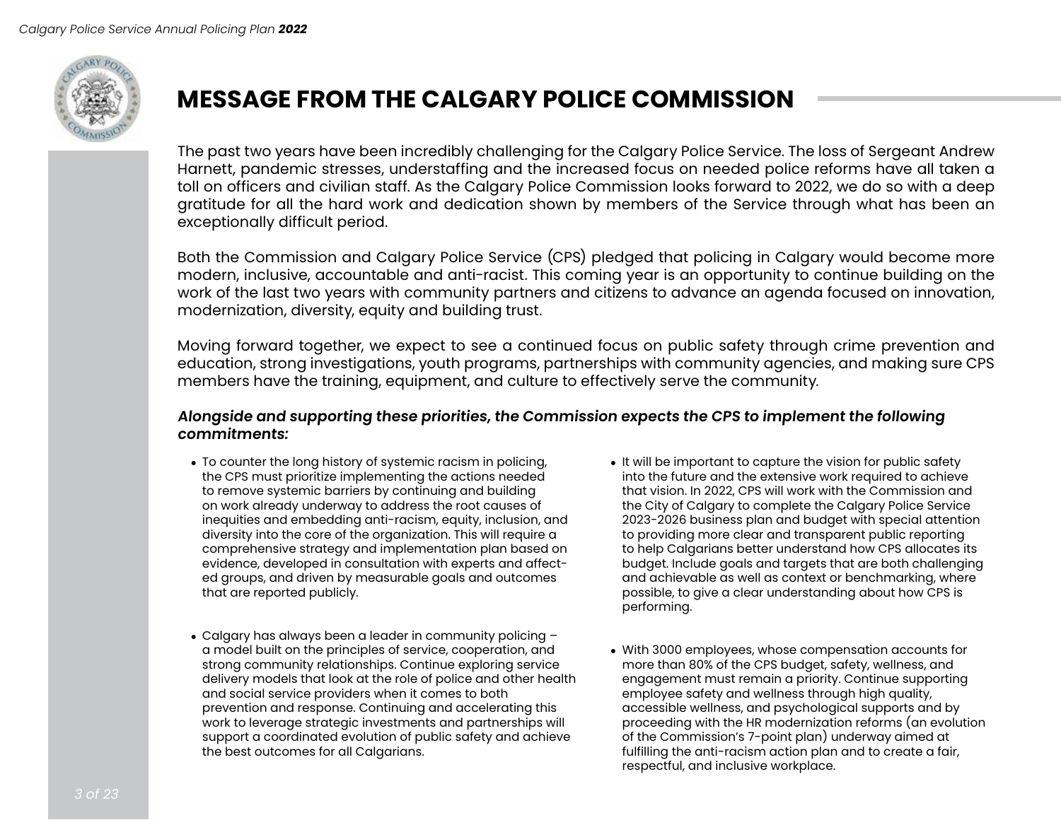# MESSAGE FROM THE CALGARY POLICE COMMISSION

The past two years have been incredibly challenging for the Calgary Police Service. The loss of Sergeant Andrew Harnett, pandemic stresses, understaffing and the increased focus on needed police reforms have all taken a toll on officers and civilian staff. As the Calgary Police Commission looks forward to 2022, we do so with a deep gratitude for all the hard work and dedication shown by members of the Service through what has been an exceptionally difficult period.

Both the Commission and Calgary Police Service (CPS) pledged that policing in Calgary would become more modern, inclusive, accountable and anti-racist. This coming year is an opportunity to continue building on the work of the last two years with community partners and citizens to advance an agenda focused on innovation, modernization, diversity, equity and building trust.

Moving forward together, we expect to see a continued focus on public safety through crime prevention and education, strong investigations, youth programs, partnerships with community agencies, and making sure CPS members have the training, equipment, and culture to effectively serve the community.

***Alongside and supporting these priorities, the Commission expects the CPS to implement the following commitments:***

- To counter the long history of systemic racism in policing, the CPS must prioritize implementing the actions needed to remove systemic barriers by continuing and building on work already underway to address the root causes of inequities and embedding anti-racism, equity, inclusion, and diversity into the core of the organization. This will require a comprehensive strategy and implementation plan based on evidence, developed in consultation with experts and affected groups, and driven by measurable goals and outcomes that are reported publicly.

- Calgary has always been a leader in community policing – a model built on the principles of service, cooperation, and strong community relationships. Continue exploring service delivery models that look at the role of police and other health and social service providers when it comes to both prevention and response. Continuing and accelerating this work to leverage strategic investments and partnerships will support a coordinated evolution of public safety and achieve the best outcomes for all Calgarians.

- It will be important to capture the vision for public safety into the future and the extensive work required to achieve that vision. In 2022, CPS will work with the Commission and the City of Calgary to complete the Calgary Police Service 2023-2026 business plan and budget with special attention to providing more clear and transparent public reporting to help Calgarians better understand how CPS allocates its budget. Include goals and targets that are both challenging and achievable as well as context or benchmarking, where possible, to give a clear understanding about how CPS is performing.

- With 3000 employees, whose compensation accounts for more than 80% of the CPS budget, safety, wellness, and engagement must remain a priority. Continue supporting employee safety and wellness through high quality, accessible wellness, and psychological supports and by proceeding with the HR modernization reforms (an evolution of the Commission's 7-point plan) underway aimed at fulfilling the anti-racism action plan and to create a fair, respectful, and inclusive workplace.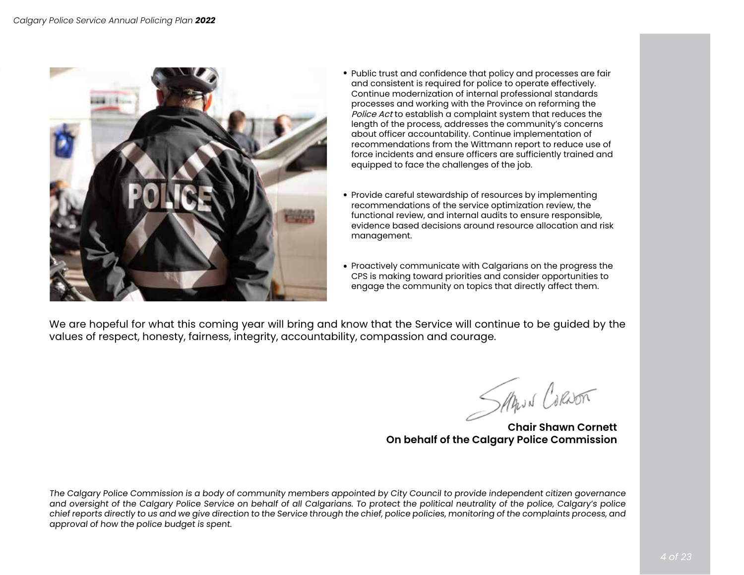- Public trust and confidence that policy and processes are fair and consistent is required for police to operate effectively. Continue modernization of internal professional standards processes and working with the Province on reforming the *Police Act* to establish a complaint system that reduces the length of the process, addresses the community's concerns about officer accountability. Continue implementation of recommendations from the Wittmann report to reduce use of force incidents and ensure officers are sufficiently trained and equipped to face the challenges of the job.

- Provide careful stewardship of resources by implementing recommendations of the service optimization review, the functional review, and internal audits to ensure responsible, evidence based decisions around resource allocation and risk management.

- Proactively communicate with Calgarians on the progress the CPS is making toward priorities and consider opportunities to engage the community on topics that directly affect them.

We are hopeful for what this coming year will bring and know that the Service will continue to be guided by the values of respect, honesty, fairness, integrity, accountability, compassion and courage.

**Chair Shawn Cornett**
**On behalf of the Calgary Police Commission**

*The Calgary Police Commission is a body of community members appointed by City Council to provide independent citizen governance and oversight of the Calgary Police Service on behalf of all Calgarians. To protect the political neutrality of the police, Calgary's police chief reports directly to us and we give direction to the Service through the chief, police policies, monitoring of the complaints process, and approval of how the police budget is spent.*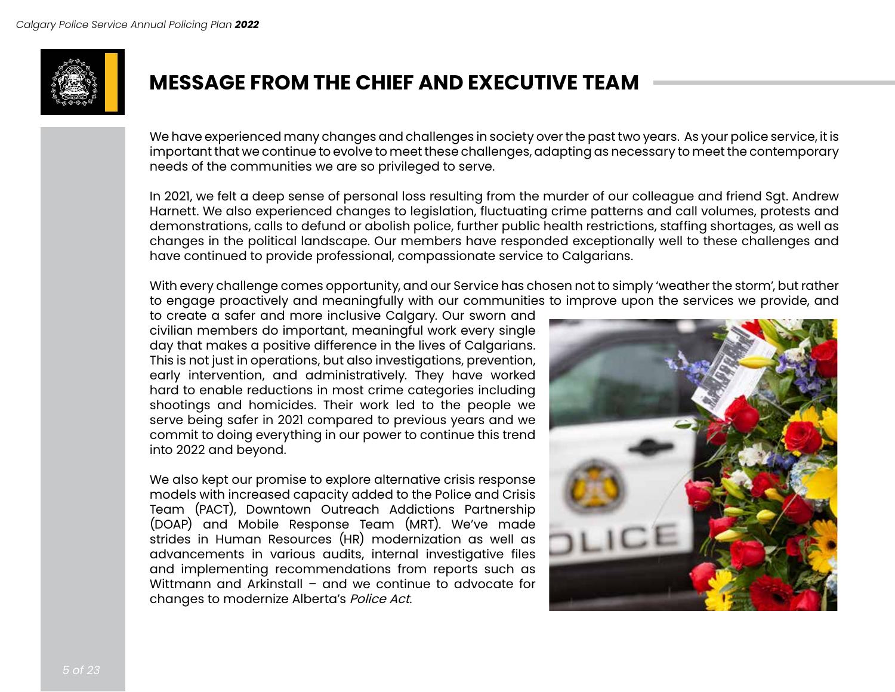## MESSAGE FROM THE CHIEF AND EXECUTIVE TEAM

We have experienced many changes and challenges in society over the past two years. As your police service, it is important that we continue to evolve to meet these challenges, adapting as necessary to meet the contemporary needs of the communities we are so privileged to serve.

In 2021, we felt a deep sense of personal loss resulting from the murder of our colleague and friend Sgt. Andrew Harnett. We also experienced changes to legislation, fluctuating crime patterns and call volumes, protests and demonstrations, calls to defund or abolish police, further public health restrictions, staffing shortages, as well as changes in the political landscape. Our members have responded exceptionally well to these challenges and have continued to provide professional, compassionate service to Calgarians.

With every challenge comes opportunity, and our Service has chosen not to simply 'weather the storm', but rather to engage proactively and meaningfully with our communities to improve upon the services we provide, and to create a safer and more inclusive Calgary. Our sworn and civilian members do important, meaningful work every single day that makes a positive difference in the lives of Calgarians. This is not just in operations, but also investigations, prevention, early intervention, and administratively. They have worked hard to enable reductions in most crime categories including shootings and homicides. Their work led to the people we serve being safer in 2021 compared to previous years and we commit to doing everything in our power to continue this trend into 2022 and beyond.

We also kept our promise to explore alternative crisis response models with increased capacity added to the Police and Crisis Team (PACT), Downtown Outreach Addictions Partnership (DOAP) and Mobile Response Team (MRT). We've made strides in Human Resources (HR) modernization as well as advancements in various audits, internal investigative files and implementing recommendations from reports such as Wittmann and Arkinstall – and we continue to advocate for changes to modernize Alberta's *Police Act*.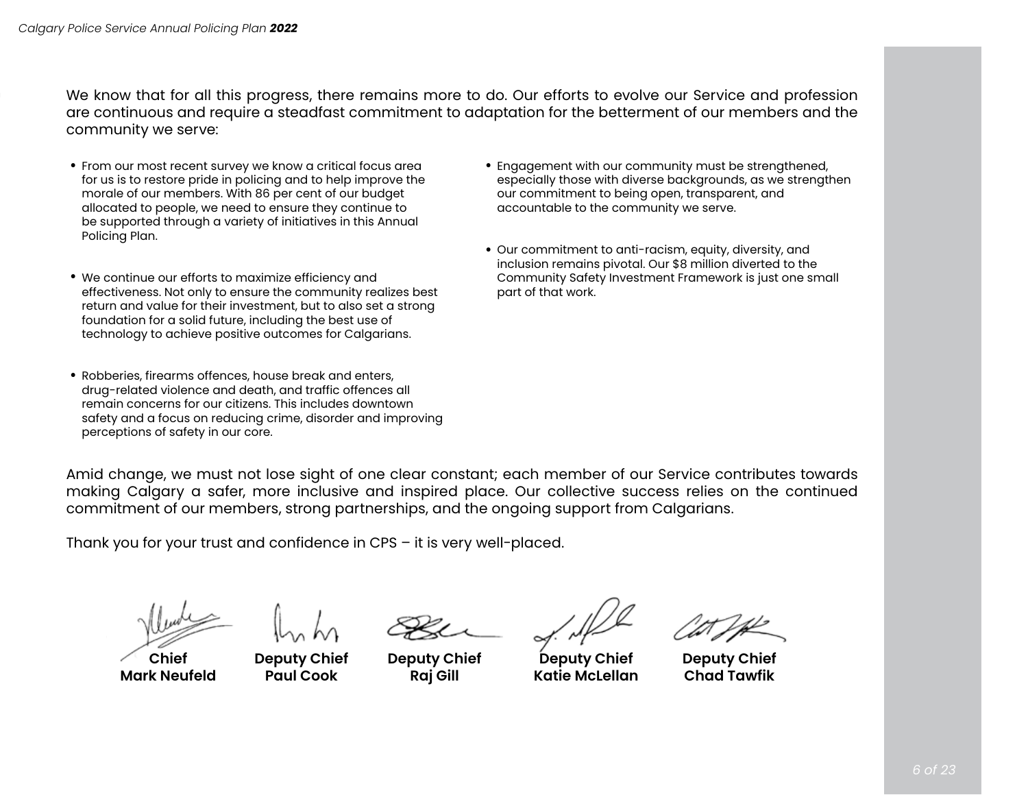We know that for all this progress, there remains more to do. Our efforts to evolve our Service and profession are continuous and require a steadfast commitment to adaptation for the betterment of our members and the community we serve:

- From our most recent survey we know a critical focus area for us is to restore pride in policing and to help improve the morale of our members. With 86 per cent of our budget allocated to people, we need to ensure they continue to be supported through a variety of initiatives in this Annual Policing Plan.
- We continue our efforts to maximize efficiency and effectiveness. Not only to ensure the community realizes best return and value for their investment, but to also set a strong foundation for a solid future, including the best use of technology to achieve positive outcomes for Calgarians.
- Robberies, firearms offences, house break and enters, drug-related violence and death, and traffic offences all remain concerns for our citizens. This includes downtown safety and a focus on reducing crime, disorder and improving perceptions of safety in our core.
- Engagement with our community must be strengthened, especially those with diverse backgrounds, as we strengthen our commitment to being open, transparent, and accountable to the community we serve.
- Our commitment to anti-racism, equity, diversity, and inclusion remains pivotal. Our $8 million diverted to the Community Safety Investment Framework is just one small part of that work.

Amid change, we must not lose sight of one clear constant; each member of our Service contributes towards making Calgary a safer, more inclusive and inspired place. Our collective success relies on the continued commitment of our members, strong partnerships, and the ongoing support from Calgarians.

Thank you for your trust and confidence in CPS – it is very well-placed.

**Chief**
**Mark Neufeld**

**Deputy Chief**
**Paul Cook**

**Deputy Chief**
**Raj Gill**

**Deputy Chief**
**Katie McLellan**

**Deputy Chief**
**Chad Tawfik**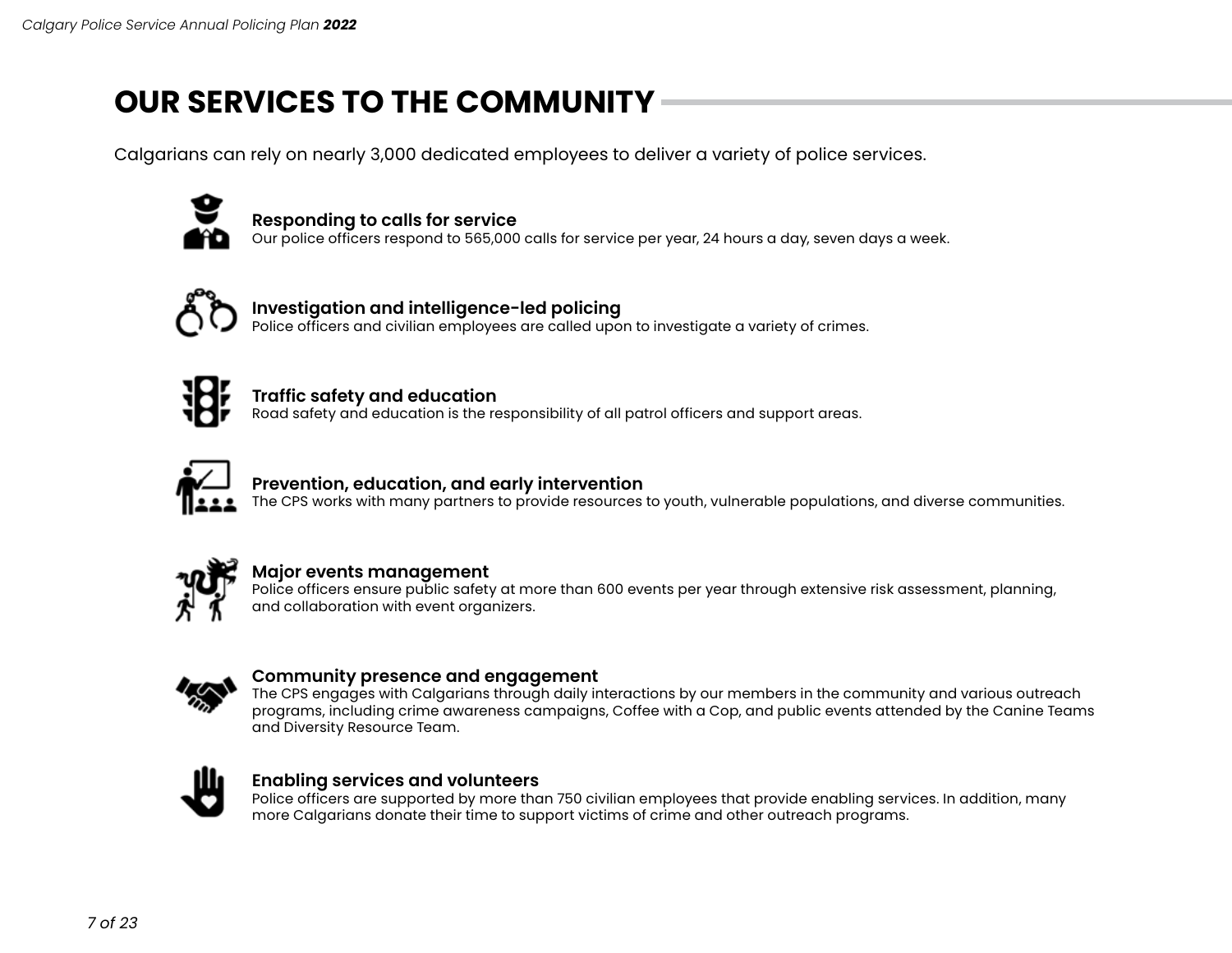# OUR SERVICES TO THE COMMUNITY

Calgarians can rely on nearly 3,000 dedicated employees to deliver a variety of police services.

**Responding to calls for service**
Our police officers respond to 565,000 calls for service per year, 24 hours a day, seven days a week.

**Investigation and intelligence-led policing**
Police officers and civilian employees are called upon to investigate a variety of crimes.

**Traffic safety and education**
Road safety and education is the responsibility of all patrol officers and support areas.

**Prevention, education, and early intervention**
The CPS works with many partners to provide resources to youth, vulnerable populations, and diverse communities.

**Major events management**
Police officers ensure public safety at more than 600 events per year through extensive risk assessment, planning, and collaboration with event organizers.

**Community presence and engagement**
The CPS engages with Calgarians through daily interactions by our members in the community and various outreach programs, including crime awareness campaigns, Coffee with a Cop, and public events attended by the Canine Teams and Diversity Resource Team.

**Enabling services and volunteers**
Police officers are supported by more than 750 civilian employees that provide enabling services. In addition, many more Calgarians donate their time to support victims of crime and other outreach programs.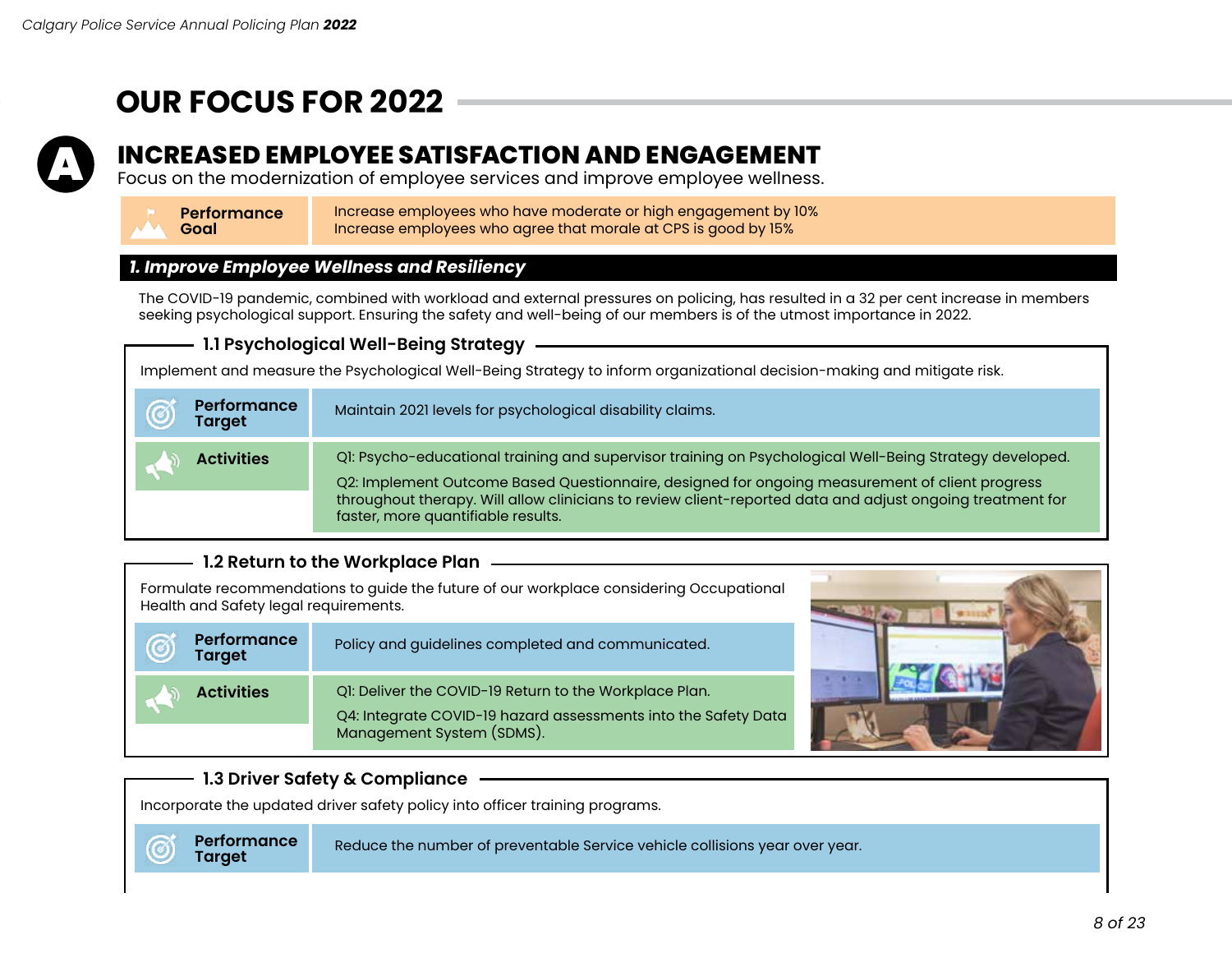# OUR FOCUS FOR 2022

## A INCREASED EMPLOYEE SATISFACTION AND ENGAGEMENT

Focus on the modernization of employee services and improve employee wellness.

| | |
|---|---|
| **Performance Goal** | Increase employees who have moderate or high engagement by 10%<br>Increase employees who agree that morale at CPS is good by 15% |

### *1. Improve Employee Wellness and Resiliency*

The COVID-19 pandemic, combined with workload and external pressures on policing, has resulted in a 32 per cent increase in members seeking psychological support. Ensuring the safety and well-being of our members is of the utmost importance in 2022.

#### 1.1 Psychological Well-Being Strategy

Implement and measure the Psychological Well-Being Strategy to inform organizational decision-making and mitigate risk.

| | |
|---|---|
| **Performance Target** | Maintain 2021 levels for psychological disability claims. |
| **Activities** | Q1: Psycho-educational training and supervisor training on Psychological Well-Being Strategy developed.<br>Q2: Implement Outcome Based Questionnaire, designed for ongoing measurement of client progress throughout therapy. Will allow clinicians to review client-reported data and adjust ongoing treatment for faster, more quantifiable results. |

#### 1.2 Return to the Workplace Plan

Formulate recommendations to guide the future of our workplace considering Occupational Health and Safety legal requirements.

| | |
|---|---|
| **Performance Target** | Policy and guidelines completed and communicated. |
| **Activities** | Q1: Deliver the COVID-19 Return to the Workplace Plan.<br>Q4: Integrate COVID-19 hazard assessments into the Safety Data Management System (SDMS). |

#### 1.3 Driver Safety & Compliance

Incorporate the updated driver safety policy into officer training programs.

| | |
|---|---|
| **Performance Target** | Reduce the number of preventable Service vehicle collisions year over year. |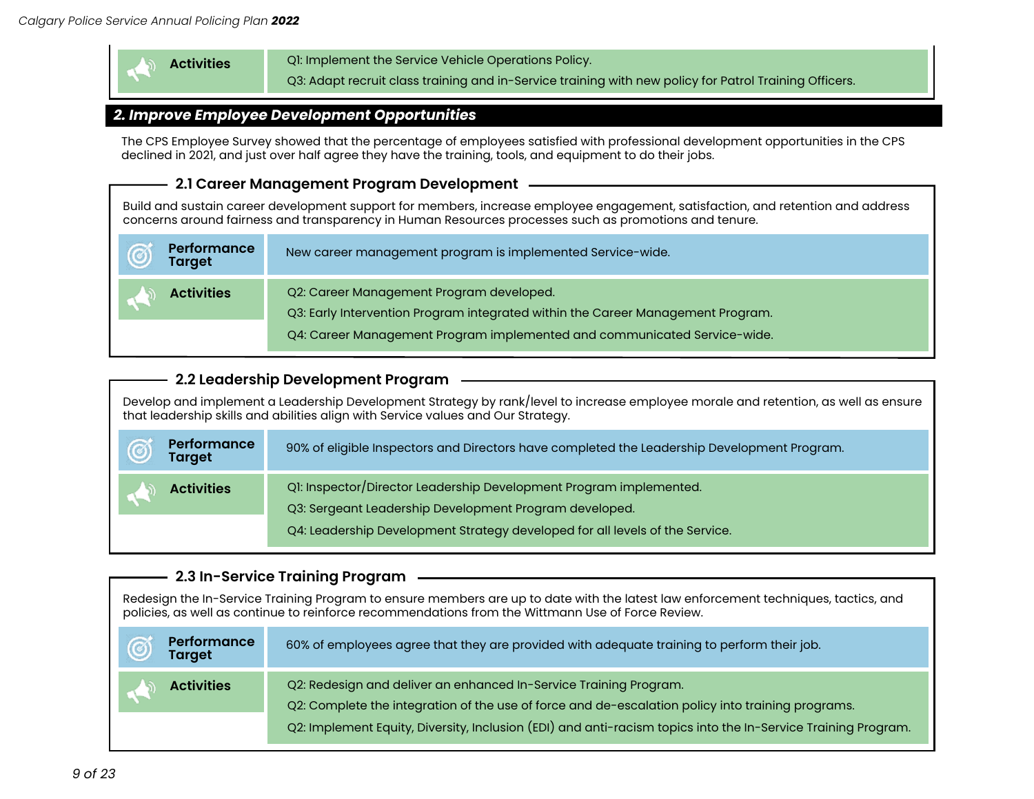| | |
|---|---|
| **Activities** | Q1: Implement the Service Vehicle Operations Policy.<br>Q3: Adapt recruit class training and in-Service training with new policy for Patrol Training Officers. |

## 2. Improve Employee Development Opportunities

The CPS Employee Survey showed that the percentage of employees satisfied with professional development opportunities in the CPS declined in 2021, and just over half agree they have the training, tools, and equipment to do their jobs.

### 2.1 Career Management Program Development

Build and sustain career development support for members, increase employee engagement, satisfaction, and retention and address concerns around fairness and transparency in Human Resources processes such as promotions and tenure.

| | |
|---|---|
| **Performance Target** | New career management program is implemented Service-wide. |
| **Activities** | Q2: Career Management Program developed.<br>Q3: Early Intervention Program integrated within the Career Management Program.<br>Q4: Career Management Program implemented and communicated Service-wide. |

### 2.2 Leadership Development Program

Develop and implement a Leadership Development Strategy by rank/level to increase employee morale and retention, as well as ensure that leadership skills and abilities align with Service values and Our Strategy.

| | |
|---|---|
| **Performance Target** | 90% of eligible Inspectors and Directors have completed the Leadership Development Program. |
| **Activities** | Q1: Inspector/Director Leadership Development Program implemented.<br>Q3: Sergeant Leadership Development Program developed.<br>Q4: Leadership Development Strategy developed for all levels of the Service. |

### 2.3 In-Service Training Program

Redesign the In-Service Training Program to ensure members are up to date with the latest law enforcement techniques, tactics, and policies, as well as continue to reinforce recommendations from the Wittmann Use of Force Review.

| | |
|---|---|
| **Performance Target** | 60% of employees agree that they are provided with adequate training to perform their job. |
| **Activities** | Q2: Redesign and deliver an enhanced In-Service Training Program.<br>Q2: Complete the integration of the use of force and de-escalation policy into training programs.<br>Q2: Implement Equity, Diversity, Inclusion (EDI) and anti-racism topics into the In-Service Training Program. |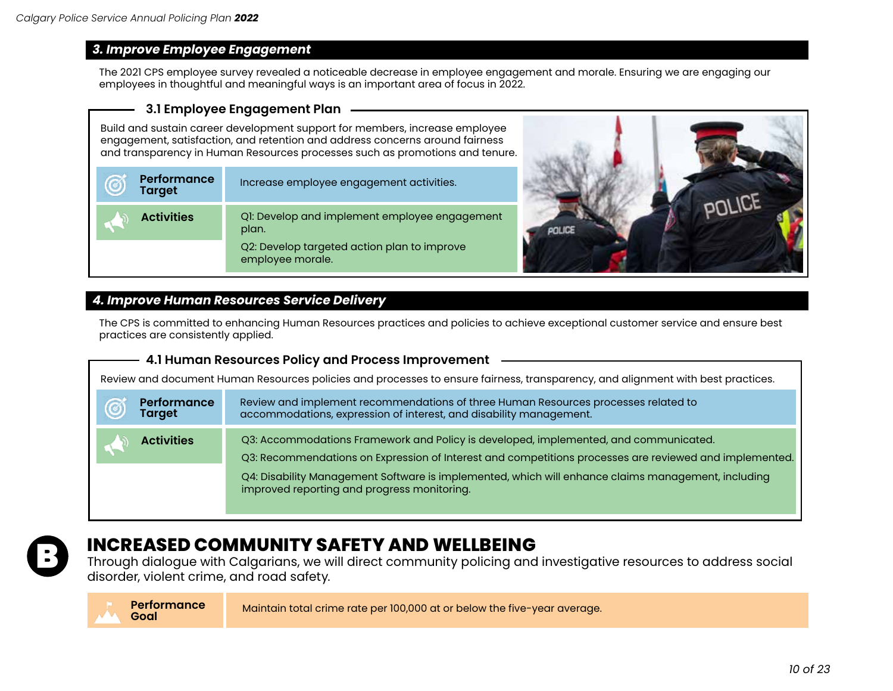## 3. Improve Employee Engagement

The 2021 CPS employee survey revealed a noticeable decrease in employee engagement and morale. Ensuring we are engaging our employees in thoughtful and meaningful ways is an important area of focus in 2022.

### 3.1 Employee Engagement Plan

Build and sustain career development support for members, increase employee engagement, satisfaction, and retention and address concerns around fairness and transparency in Human Resources processes such as promotions and tenure.

| | |
|---|---|
| **Performance Target** | Increase employee engagement activities. |
| **Activities** | Q1: Develop and implement employee engagement plan.<br>Q2: Develop targeted action plan to improve employee morale. |

## 4. Improve Human Resources Service Delivery

The CPS is committed to enhancing Human Resources practices and policies to achieve exceptional customer service and ensure best practices are consistently applied.

### 4.1 Human Resources Policy and Process Improvement

Review and document Human Resources policies and processes to ensure fairness, transparency, and alignment with best practices.

| | |
|---|---|
| **Performance Target** | Review and implement recommendations of three Human Resources processes related to accommodations, expression of interest, and disability management. |
| **Activities** | Q3: Accommodations Framework and Policy is developed, implemented, and communicated.<br>Q3: Recommendations on Expression of Interest and competitions processes are reviewed and implemented.<br>Q4: Disability Management Software is implemented, which will enhance claims management, including improved reporting and progress monitoring. |

# B INCREASED COMMUNITY SAFETY AND WELLBEING

Through dialogue with Calgarians, we will direct community policing and investigative resources to address social disorder, violent crime, and road safety.

| | |
|---|---|
| **Performance Goal** | Maintain total crime rate per 100,000 at or below the five-year average. |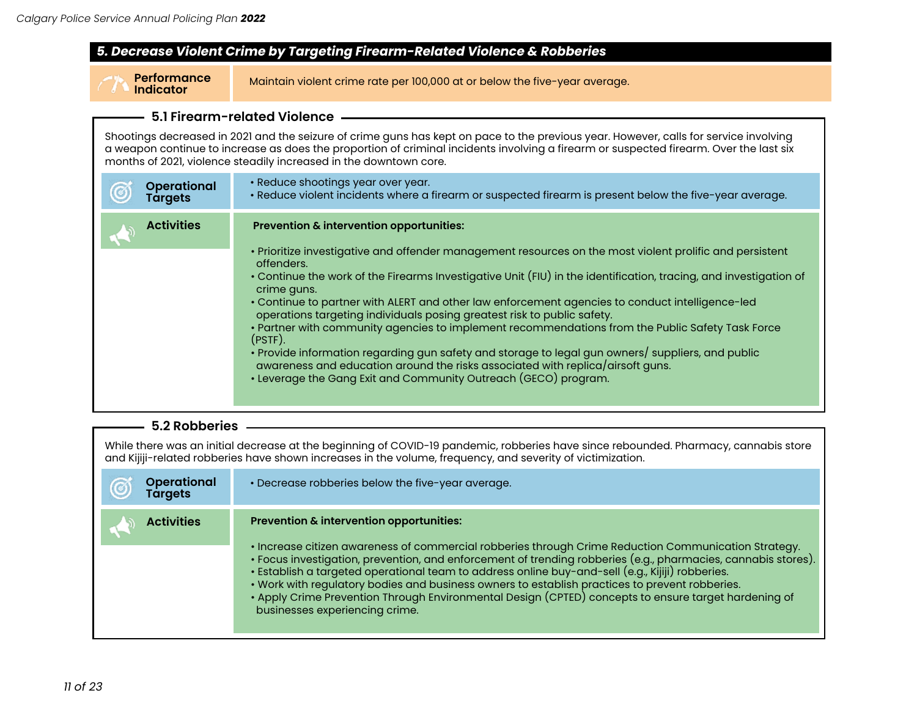## 5. Decrease Violent Crime by Targeting Firearm-Related Violence & Robberies

**Performance Indicator**

Maintain violent crime rate per 100,000 at or below the five-year average.

### 5.1 Firearm-related Violence

Shootings decreased in 2021 and the seizure of crime guns has kept on pace to the previous year. However, calls for service involving a weapon continue to increase as does the proportion of criminal incidents involving a firearm or suspected firearm. Over the last six months of 2021, violence steadily increased in the downtown core.

**Operational Targets**

- Reduce shootings year over year.
- Reduce violent incidents where a firearm or suspected firearm is present below the five-year average.

**Activities**

**Prevention & intervention opportunities:**

- Prioritize investigative and offender management resources on the most violent prolific and persistent offenders.
- Continue the work of the Firearms Investigative Unit (FIU) in the identification, tracing, and investigation of crime guns.
- Continue to partner with ALERT and other law enforcement agencies to conduct intelligence-led operations targeting individuals posing greatest risk to public safety.
- Partner with community agencies to implement recommendations from the Public Safety Task Force (PSTF).
- Provide information regarding gun safety and storage to legal gun owners/ suppliers, and public awareness and education around the risks associated with replica/airsoft guns.
- Leverage the Gang Exit and Community Outreach (GECO) program.

### 5.2 Robberies

While there was an initial decrease at the beginning of COVID-19 pandemic, robberies have since rebounded. Pharmacy, cannabis store and Kijiji-related robberies have shown increases in the volume, frequency, and severity of victimization.

**Operational Targets**

- Decrease robberies below the five-year average.

**Activities**

**Prevention & intervention opportunities:**

- Increase citizen awareness of commercial robberies through Crime Reduction Communication Strategy.
- Focus investigation, prevention, and enforcement of trending robberies (e.g., pharmacies, cannabis stores).
- Establish a targeted operational team to address online buy-and-sell (e.g., Kijiji) robberies.
- Work with regulatory bodies and business owners to establish practices to prevent robberies.
- Apply Crime Prevention Through Environmental Design (CPTED) concepts to ensure target hardening of businesses experiencing crime.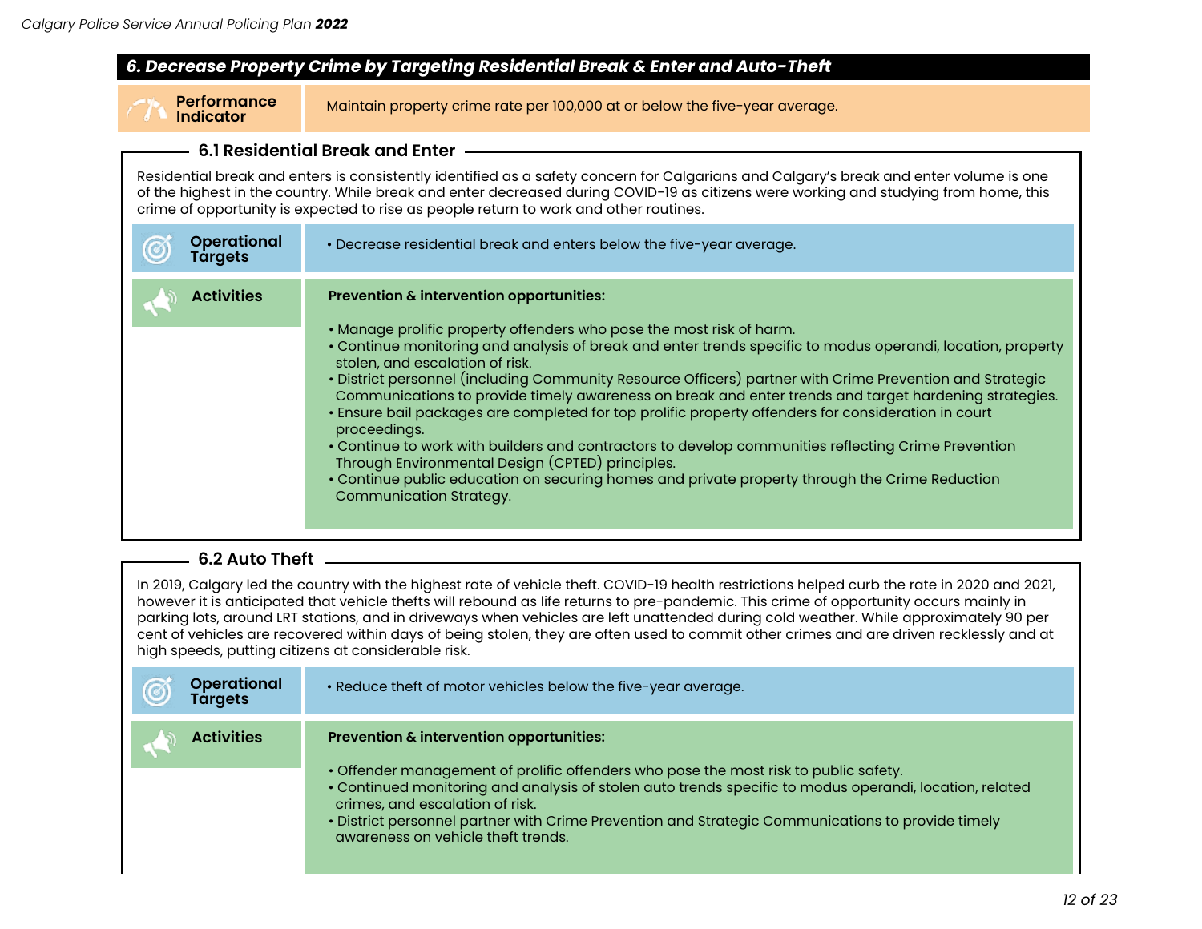## 6. Decrease Property Crime by Targeting Residential Break & Enter and Auto-Theft

| | |
|---|---|
| **Performance Indicator** | Maintain property crime rate per 100,000 at or below the five-year average. |

### 6.1 Residential Break and Enter

Residential break and enters is consistently identified as a safety concern for Calgarians and Calgary's break and enter volume is one of the highest in the country. While break and enter decreased during COVID-19 as citizens were working and studying from home, this crime of opportunity is expected to rise as people return to work and other routines.

**Operational Targets**

- Decrease residential break and enters below the five-year average.

**Activities**

**Prevention & intervention opportunities:**

- Manage prolific property offenders who pose the most risk of harm.
- Continue monitoring and analysis of break and enter trends specific to modus operandi, location, property stolen, and escalation of risk.
- District personnel (including Community Resource Officers) partner with Crime Prevention and Strategic Communications to provide timely awareness on break and enter trends and target hardening strategies.
- Ensure bail packages are completed for top prolific property offenders for consideration in court proceedings.
- Continue to work with builders and contractors to develop communities reflecting Crime Prevention Through Environmental Design (CPTED) principles.
- Continue public education on securing homes and private property through the Crime Reduction Communication Strategy.

### 6.2 Auto Theft

In 2019, Calgary led the country with the highest rate of vehicle theft. COVID-19 health restrictions helped curb the rate in 2020 and 2021, however it is anticipated that vehicle thefts will rebound as life returns to pre-pandemic. This crime of opportunity occurs mainly in parking lots, around LRT stations, and in driveways when vehicles are left unattended during cold weather. While approximately 90 per cent of vehicles are recovered within days of being stolen, they are often used to commit other crimes and are driven recklessly and at high speeds, putting citizens at considerable risk.

**Operational Targets**

- Reduce theft of motor vehicles below the five-year average.

**Activities**

**Prevention & intervention opportunities:**

- Offender management of prolific offenders who pose the most risk to public safety.
- Continued monitoring and analysis of stolen auto trends specific to modus operandi, location, related crimes, and escalation of risk.
- District personnel partner with Crime Prevention and Strategic Communications to provide timely awareness on vehicle theft trends.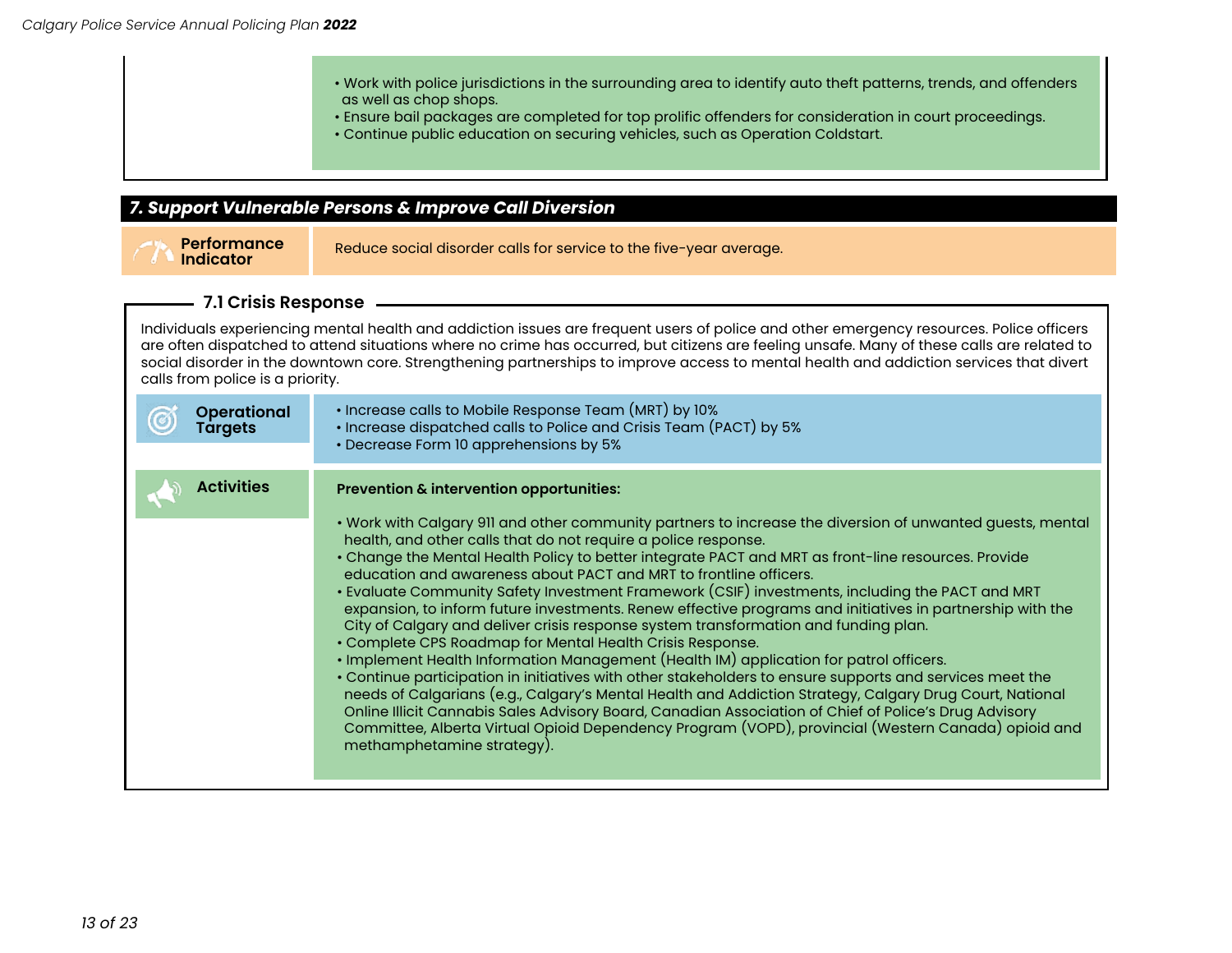- Work with police jurisdictions in the surrounding area to identify auto theft patterns, trends, and offenders as well as chop shops.
- Ensure bail packages are completed for top prolific offenders for consideration in court proceedings.
- Continue public education on securing vehicles, such as Operation Coldstart.

## *7. Support Vulnerable Persons & Improve Call Diversion*

| | |
|---|---|
| **Performance Indicator** | Reduce social disorder calls for service to the five-year average. |

### 7.1 Crisis Response

Individuals experiencing mental health and addiction issues are frequent users of police and other emergency resources. Police officers are often dispatched to attend situations where no crime has occurred, but citizens are feeling unsafe. Many of these calls are related to social disorder in the downtown core. Strengthening partnerships to improve access to mental health and addiction services that divert calls from police is a priority.

**Operational Targets**

- Increase calls to Mobile Response Team (MRT) by 10%
- Increase dispatched calls to Police and Crisis Team (PACT) by 5%
- Decrease Form 10 apprehensions by 5%

**Activities**

**Prevention & intervention opportunities:**

- Work with Calgary 911 and other community partners to increase the diversion of unwanted guests, mental health, and other calls that do not require a police response.
- Change the Mental Health Policy to better integrate PACT and MRT as front-line resources. Provide education and awareness about PACT and MRT to frontline officers.
- Evaluate Community Safety Investment Framework (CSIF) investments, including the PACT and MRT expansion, to inform future investments. Renew effective programs and initiatives in partnership with the City of Calgary and deliver crisis response system transformation and funding plan.
- Complete CPS Roadmap for Mental Health Crisis Response.
- Implement Health Information Management (Health IM) application for patrol officers.
- Continue participation in initiatives with other stakeholders to ensure supports and services meet the needs of Calgarians (e.g., Calgary's Mental Health and Addiction Strategy, Calgary Drug Court, National Online Illicit Cannabis Sales Advisory Board, Canadian Association of Chief of Police's Drug Advisory Committee, Alberta Virtual Opioid Dependency Program (VOPD), provincial (Western Canada) opioid and methamphetamine strategy).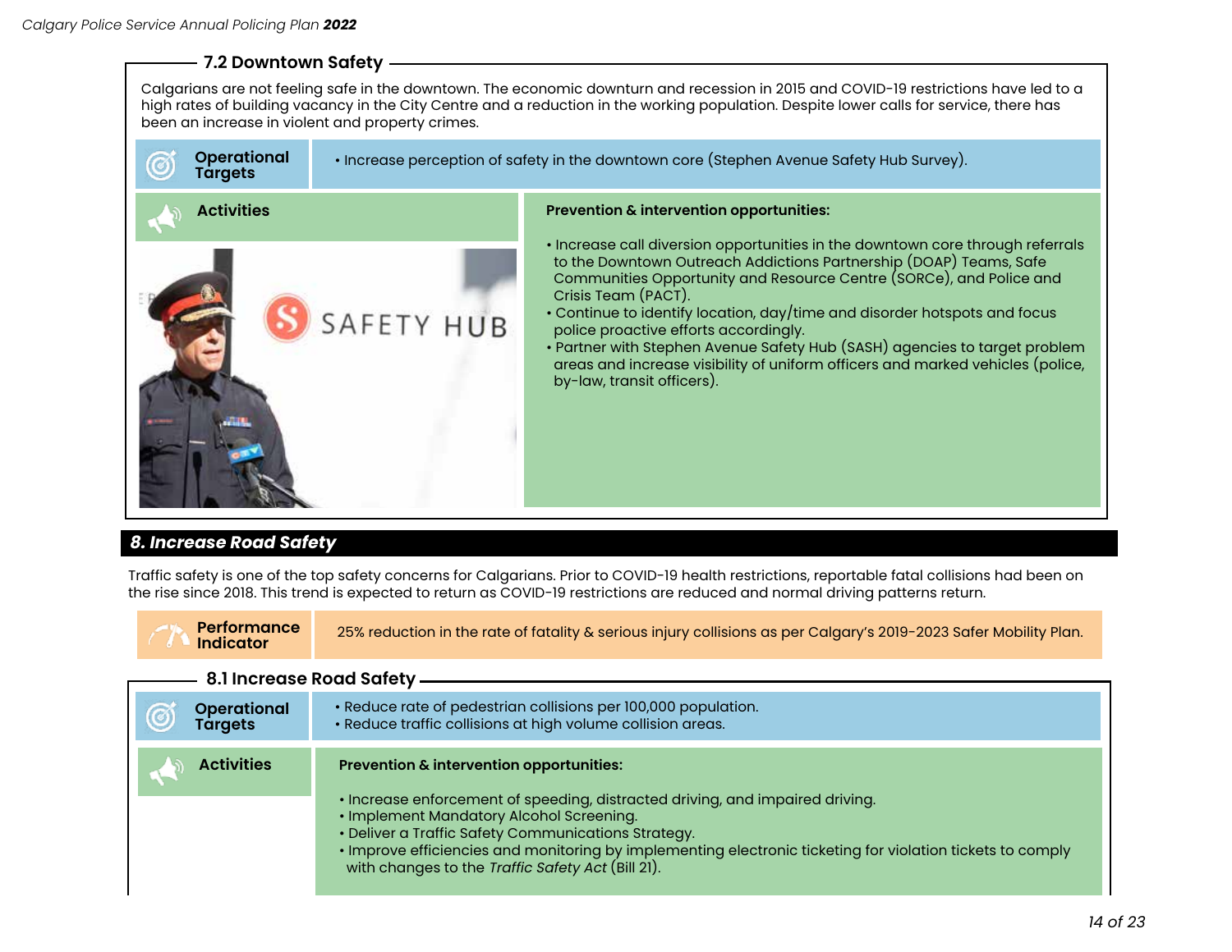### 7.2 Downtown Safety

Calgarians are not feeling safe in the downtown. The economic downturn and recession in 2015 and COVID-19 restrictions have led to a high rates of building vacancy in the City Centre and a reduction in the working population. Despite lower calls for service, there has been an increase in violent and property crimes.

**Operational Targets**

- Increase perception of safety in the downtown core (Stephen Avenue Safety Hub Survey).

**Activities**

**Prevention & intervention opportunities:**

- Increase call diversion opportunities in the downtown core through referrals to the Downtown Outreach Addictions Partnership (DOAP) Teams, Safe Communities Opportunity and Resource Centre (SORCe), and Police and Crisis Team (PACT).
- Continue to identify location, day/time and disorder hotspots and focus police proactive efforts accordingly.
- Partner with Stephen Avenue Safety Hub (SASH) agencies to target problem areas and increase visibility of uniform officers and marked vehicles (police, by-law, transit officers).

## *8. Increase Road Safety*

Traffic safety is one of the top safety concerns for Calgarians. Prior to COVID-19 health restrictions, reportable fatal collisions had been on the rise since 2018. This trend is expected to return as COVID-19 restrictions are reduced and normal driving patterns return.

**Performance Indicator**

25% reduction in the rate of fatality & serious injury collisions as per Calgary's 2019-2023 Safer Mobility Plan.

### 8.1 Increase Road Safety

**Operational Targets**

- Reduce rate of pedestrian collisions per 100,000 population.
- Reduce traffic collisions at high volume collision areas.

**Activities**

**Prevention & intervention opportunities:**

- Increase enforcement of speeding, distracted driving, and impaired driving.
- Implement Mandatory Alcohol Screening.
- Deliver a Traffic Safety Communications Strategy.
- Improve efficiencies and monitoring by implementing electronic ticketing for violation tickets to comply with changes to the *Traffic Safety Act* (Bill 21).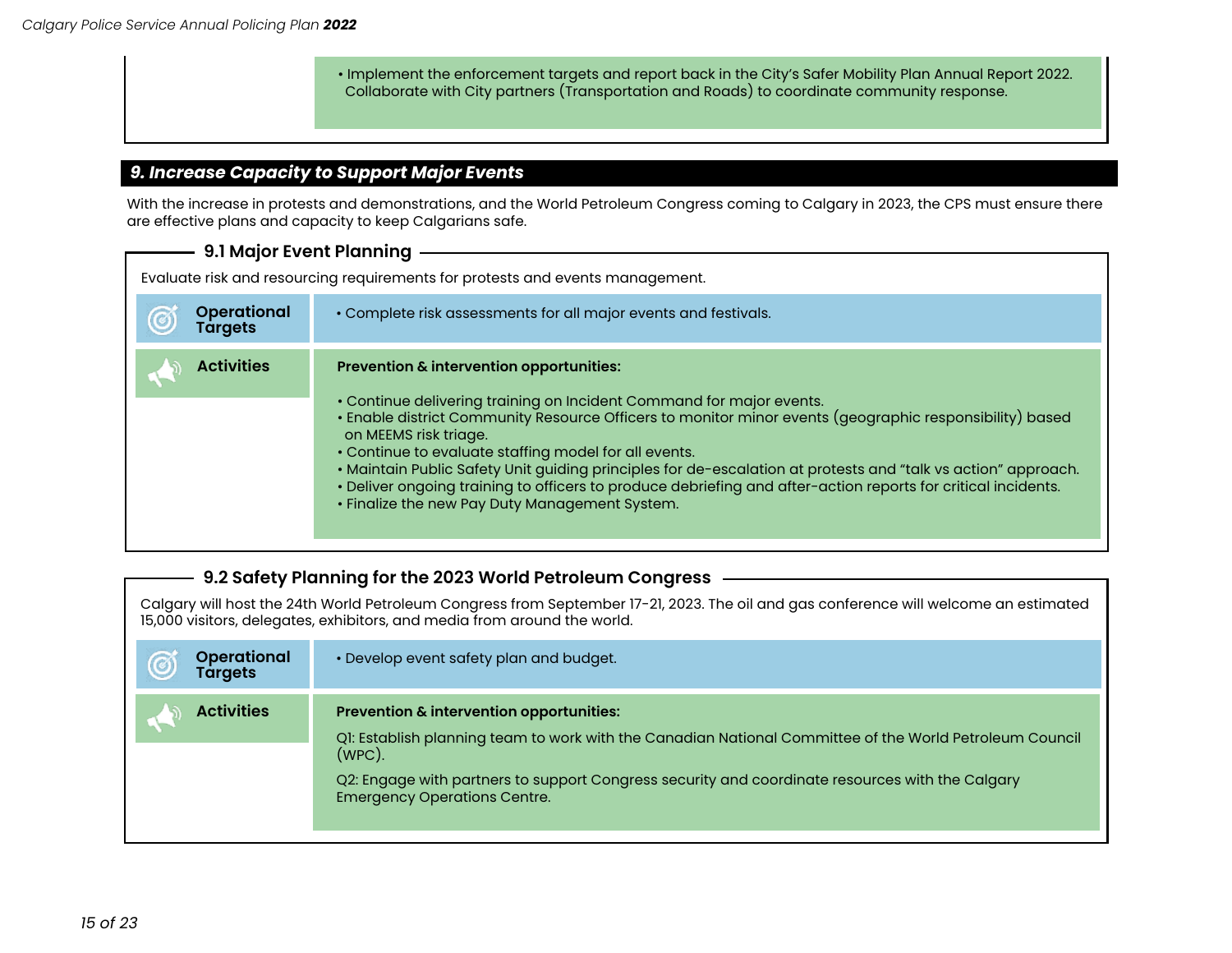• Implement the enforcement targets and report back in the City's Safer Mobility Plan Annual Report 2022. Collaborate with City partners (Transportation and Roads) to coordinate community response.

## *9. Increase Capacity to Support Major Events*

With the increase in protests and demonstrations, and the World Petroleum Congress coming to Calgary in 2023, the CPS must ensure there are effective plans and capacity to keep Calgarians safe.

### 9.1 Major Event Planning

Evaluate risk and resourcing requirements for protests and events management.

| | |
|---|---|
| **Operational Targets** | • Complete risk assessments for all major events and festivals. |
| **Activities** | **Prevention & intervention opportunities:**<br><br>• Continue delivering training on Incident Command for major events.<br>• Enable district Community Resource Officers to monitor minor events (geographic responsibility) based on MEEMS risk triage.<br>• Continue to evaluate staffing model for all events.<br>• Maintain Public Safety Unit guiding principles for de-escalation at protests and "talk vs action" approach.<br>• Deliver ongoing training to officers to produce debriefing and after-action reports for critical incidents.<br>• Finalize the new Pay Duty Management System. |

### 9.2 Safety Planning for the 2023 World Petroleum Congress

Calgary will host the 24th World Petroleum Congress from September 17-21, 2023. The oil and gas conference will welcome an estimated 15,000 visitors, delegates, exhibitors, and media from around the world.

| | |
|---|---|
| **Operational Targets** | • Develop event safety plan and budget. |
| **Activities** | **Prevention & intervention opportunities:**<br><br>Q1: Establish planning team to work with the Canadian National Committee of the World Petroleum Council (WPC).<br><br>Q2: Engage with partners to support Congress security and coordinate resources with the Calgary Emergency Operations Centre. |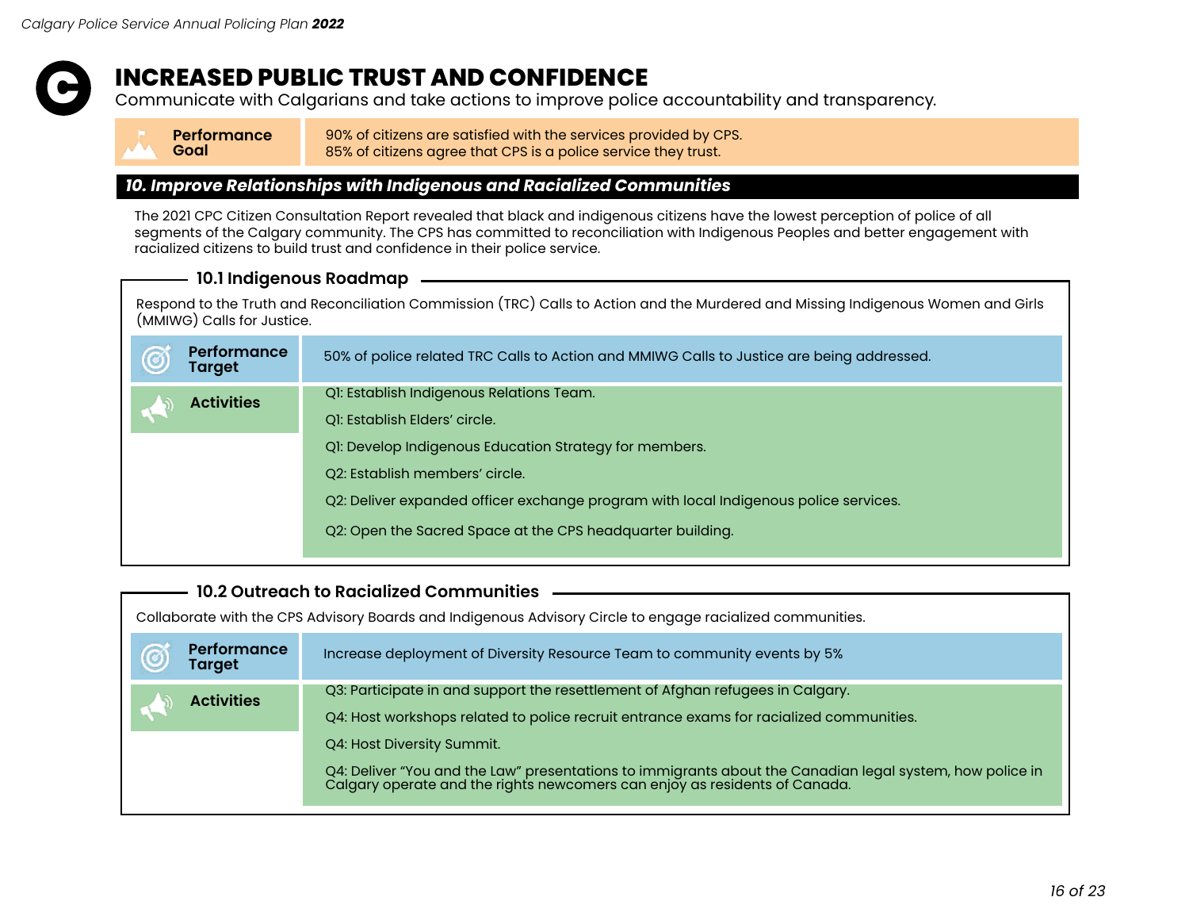# INCREASED PUBLIC TRUST AND CONFIDENCE

Communicate with Calgarians and take actions to improve police accountability and transparency.

| | |
|---|---|
| **Performance Goal** | 90% of citizens are satisfied with the services provided by CPS.<br>85% of citizens agree that CPS is a police service they trust. |

## *10. Improve Relationships with Indigenous and Racialized Communities*

The 2021 CPC Citizen Consultation Report revealed that black and indigenous citizens have the lowest perception of police of all segments of the Calgary community. The CPS has committed to reconciliation with Indigenous Peoples and better engagement with racialized citizens to build trust and confidence in their police service.

### 10.1 Indigenous Roadmap

Respond to the Truth and Reconciliation Commission (TRC) Calls to Action and the Murdered and Missing Indigenous Women and Girls (MMIWG) Calls for Justice.

| | |
|---|---|
| **Performance Target** | 50% of police related TRC Calls to Action and MMIWG Calls to Justice are being addressed. |
| **Activities** | Q1: Establish Indigenous Relations Team.<br>Q1: Establish Elders' circle.<br>Q1: Develop Indigenous Education Strategy for members.<br>Q2: Establish members' circle.<br>Q2: Deliver expanded officer exchange program with local Indigenous police services.<br>Q2: Open the Sacred Space at the CPS headquarter building. |

### 10.2 Outreach to Racialized Communities

Collaborate with the CPS Advisory Boards and Indigenous Advisory Circle to engage racialized communities.

| | |
|---|---|
| **Performance Target** | Increase deployment of Diversity Resource Team to community events by 5% |
| **Activities** | Q3: Participate in and support the resettlement of Afghan refugees in Calgary.<br>Q4: Host workshops related to police recruit entrance exams for racialized communities.<br>Q4: Host Diversity Summit.<br>Q4: Deliver "You and the Law" presentations to immigrants about the Canadian legal system, how police in Calgary operate and the rights newcomers can enjoy as residents of Canada. |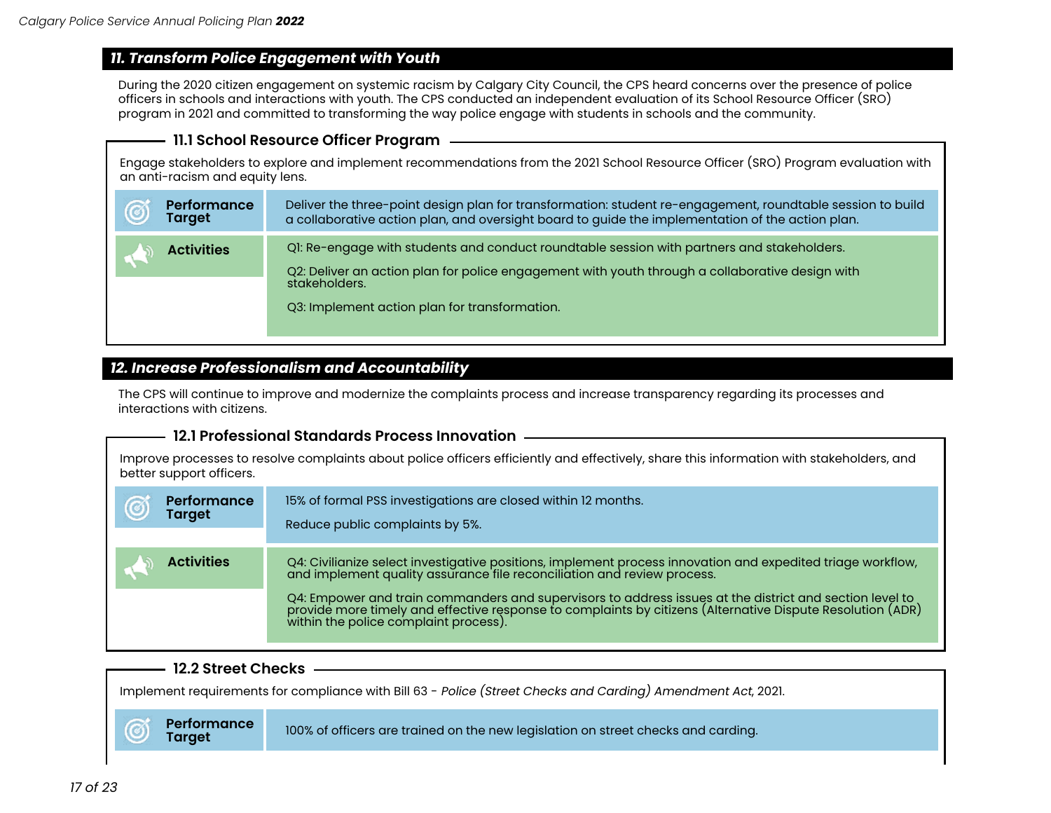## 11. Transform Police Engagement with Youth

During the 2020 citizen engagement on systemic racism by Calgary City Council, the CPS heard concerns over the presence of police officers in schools and interactions with youth. The CPS conducted an independent evaluation of its School Resource Officer (SRO) program in 2021 and committed to transforming the way police engage with students in schools and the community.

### 11.1 School Resource Officer Program

Engage stakeholders to explore and implement recommendations from the 2021 School Resource Officer (SRO) Program evaluation with an anti-racism and equity lens.

| | |
|---|---|
| **Performance Target** | Deliver the three-point design plan for transformation: student re-engagement, roundtable session to build a collaborative action plan, and oversight board to guide the implementation of the action plan. |
| **Activities** | Q1: Re-engage with students and conduct roundtable session with partners and stakeholders.<br><br>Q2: Deliver an action plan for police engagement with youth through a collaborative design with stakeholders.<br><br>Q3: Implement action plan for transformation. |

## 12. Increase Professionalism and Accountability

The CPS will continue to improve and modernize the complaints process and increase transparency regarding its processes and interactions with citizens.

### 12.1 Professional Standards Process Innovation

Improve processes to resolve complaints about police officers efficiently and effectively, share this information with stakeholders, and better support officers.

| | |
|---|---|
| **Performance Target** | 15% of formal PSS investigations are closed within 12 months.<br><br>Reduce public complaints by 5%. |
| **Activities** | Q4: Civilianize select investigative positions, implement process innovation and expedited triage workflow, and implement quality assurance file reconciliation and review process.<br><br>Q4: Empower and train commanders and supervisors to address issues at the district and section level to provide more timely and effective response to complaints by citizens (Alternative Dispute Resolution (ADR) within the police complaint process). |

### 12.2 Street Checks

Implement requirements for compliance with Bill 63 - *Police (Street Checks and Carding) Amendment Act*, 2021.

| | |
|---|---|
| **Performance Target** | 100% of officers are trained on the new legislation on street checks and carding. |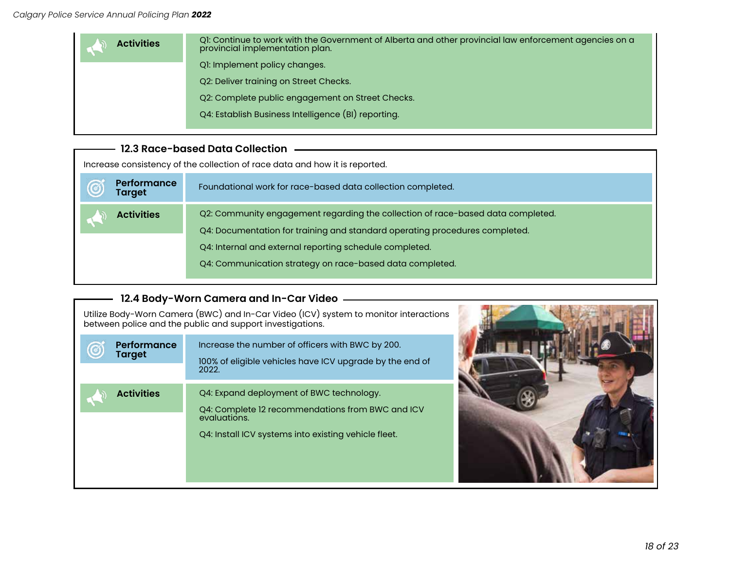**Activities**

- Q1: Continue to work with the Government of Alberta and other provincial law enforcement agencies on a provincial implementation plan.
- Q1: Implement policy changes.
- Q2: Deliver training on Street Checks.
- Q2: Complete public engagement on Street Checks.
- Q4: Establish Business Intelligence (BI) reporting.

### 12.3 Race-based Data Collection

Increase consistency of the collection of race data and how it is reported.

**Performance Target**

- Foundational work for race-based data collection completed.

**Activities**

- Q2: Community engagement regarding the collection of race-based data completed.
- Q4: Documentation for training and standard operating procedures completed.
- Q4: Internal and external reporting schedule completed.
- Q4: Communication strategy on race-based data completed.

### 12.4 Body-Worn Camera and In-Car Video

Utilize Body-Worn Camera (BWC) and In-Car Video (ICV) system to monitor interactions between police and the public and support investigations.

**Performance Target**

- Increase the number of officers with BWC by 200.
- 100% of eligible vehicles have ICV upgrade by the end of 2022.

**Activities**

- Q4: Expand deployment of BWC technology.
- Q4: Complete 12 recommendations from BWC and ICV evaluations.
- Q4: Install ICV systems into existing vehicle fleet.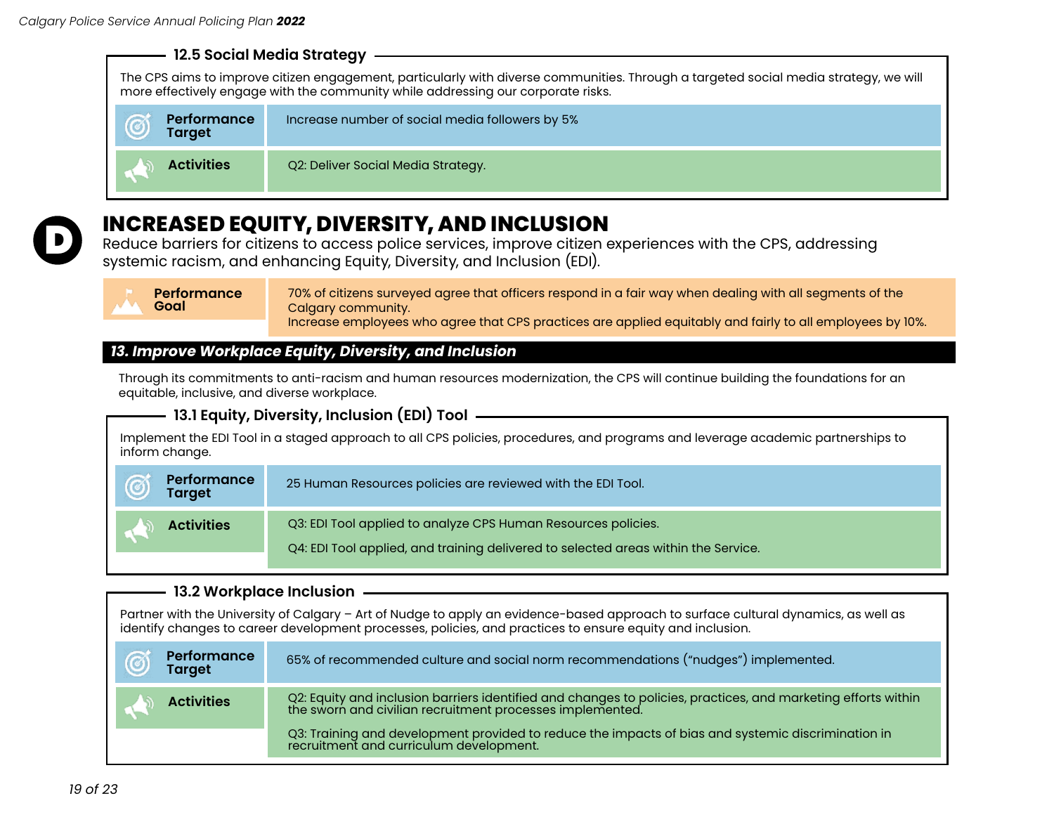### 12.5 Social Media Strategy

The CPS aims to improve citizen engagement, particularly with diverse communities. Through a targeted social media strategy, we will more effectively engage with the community while addressing our corporate risks.

| | |
|---|---|
| **Performance Target** | Increase number of social media followers by 5% |
| **Activities** | Q2: Deliver Social Media Strategy. |

# D INCREASED EQUITY, DIVERSITY, AND INCLUSION

Reduce barriers for citizens to access police services, improve citizen experiences with the CPS, addressing systemic racism, and enhancing Equity, Diversity, and Inclusion (EDI).

| | |
|---|---|
| **Performance Goal** | 70% of citizens surveyed agree that officers respond in a fair way when dealing with all segments of the Calgary community.<br>Increase employees who agree that CPS practices are applied equitably and fairly to all employees by 10%. |

## *13. Improve Workplace Equity, Diversity, and Inclusion*

Through its commitments to anti-racism and human resources modernization, the CPS will continue building the foundations for an equitable, inclusive, and diverse workplace.

### 13.1 Equity, Diversity, Inclusion (EDI) Tool

Implement the EDI Tool in a staged approach to all CPS policies, procedures, and programs and leverage academic partnerships to inform change.

| | |
|---|---|
| **Performance Target** | 25 Human Resources policies are reviewed with the EDI Tool. |
| **Activities** | Q3: EDI Tool applied to analyze CPS Human Resources policies.<br>Q4: EDI Tool applied, and training delivered to selected areas within the Service. |

### 13.2 Workplace Inclusion

Partner with the University of Calgary – Art of Nudge to apply an evidence-based approach to surface cultural dynamics, as well as identify changes to career development processes, policies, and practices to ensure equity and inclusion.

| | |
|---|---|
| **Performance Target** | 65% of recommended culture and social norm recommendations (“nudges”) implemented. |
| **Activities** | Q2: Equity and inclusion barriers identified and changes to policies, practices, and marketing efforts within the sworn and civilian recruitment processes implemented.<br>Q3: Training and development provided to reduce the impacts of bias and systemic discrimination in recruitment and curriculum development. |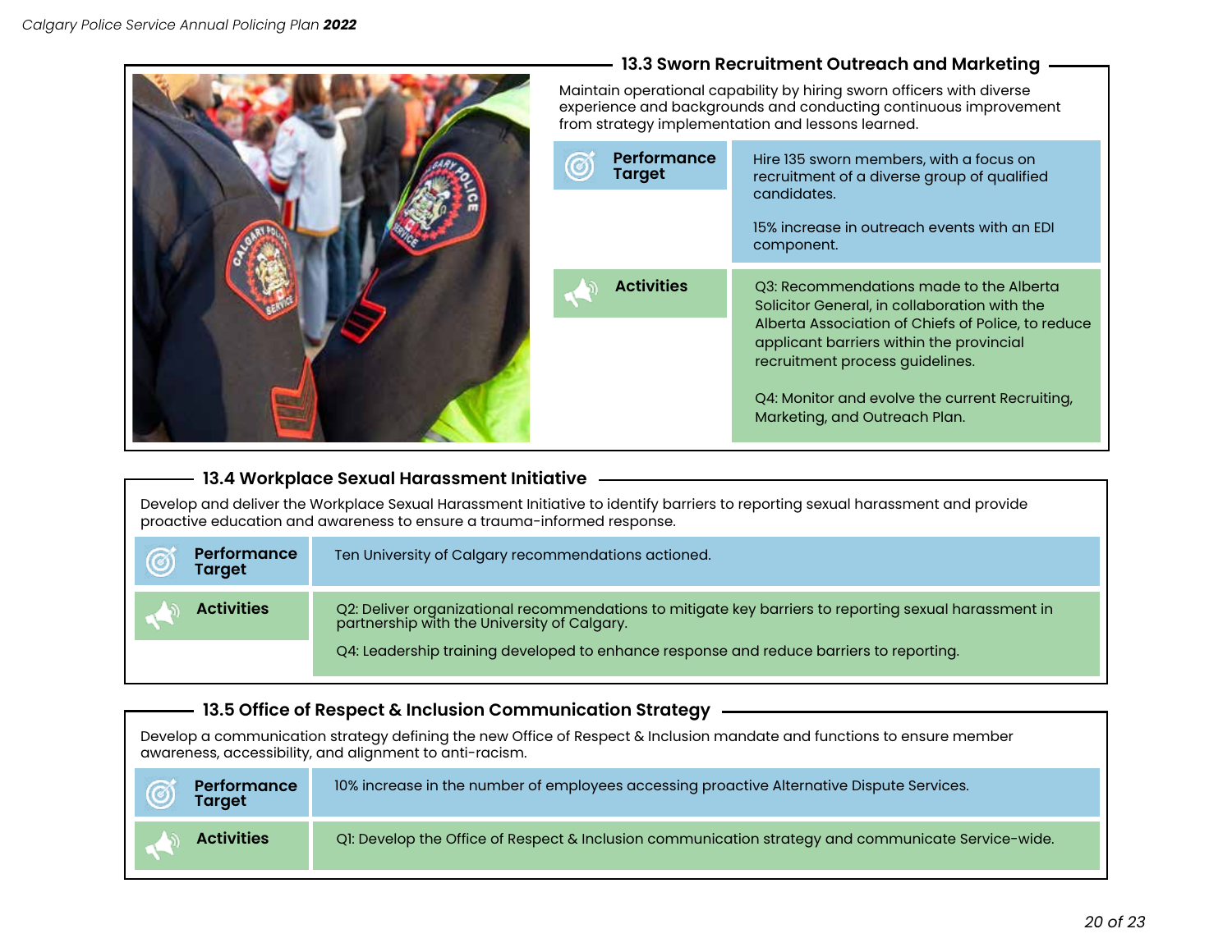### 13.3 Sworn Recruitment Outreach and Marketing

Maintain operational capability by hiring sworn officers with diverse experience and backgrounds and conducting continuous improvement from strategy implementation and lessons learned.

| | |
|---|---|
| **Performance Target** | Hire 135 sworn members, with a focus on recruitment of a diverse group of qualified candidates.<br><br>15% increase in outreach events with an EDI component. |
| **Activities** | Q3: Recommendations made to the Alberta Solicitor General, in collaboration with the Alberta Association of Chiefs of Police, to reduce applicant barriers within the provincial recruitment process guidelines.<br><br>Q4: Monitor and evolve the current Recruiting, Marketing, and Outreach Plan. |

### 13.4 Workplace Sexual Harassment Initiative

Develop and deliver the Workplace Sexual Harassment Initiative to identify barriers to reporting sexual harassment and provide proactive education and awareness to ensure a trauma-informed response.

| | |
|---|---|
| **Performance Target** | Ten University of Calgary recommendations actioned. |
| **Activities** | Q2: Deliver organizational recommendations to mitigate key barriers to reporting sexual harassment in partnership with the University of Calgary.<br><br>Q4: Leadership training developed to enhance response and reduce barriers to reporting. |

### 13.5 Office of Respect & Inclusion Communication Strategy

Develop a communication strategy defining the new Office of Respect & Inclusion mandate and functions to ensure member awareness, accessibility, and alignment to anti-racism.

| | |
|---|---|
| **Performance Target** | 10% increase in the number of employees accessing proactive Alternative Dispute Services. |
| **Activities** | Q1: Develop the Office of Respect & Inclusion communication strategy and communicate Service-wide. |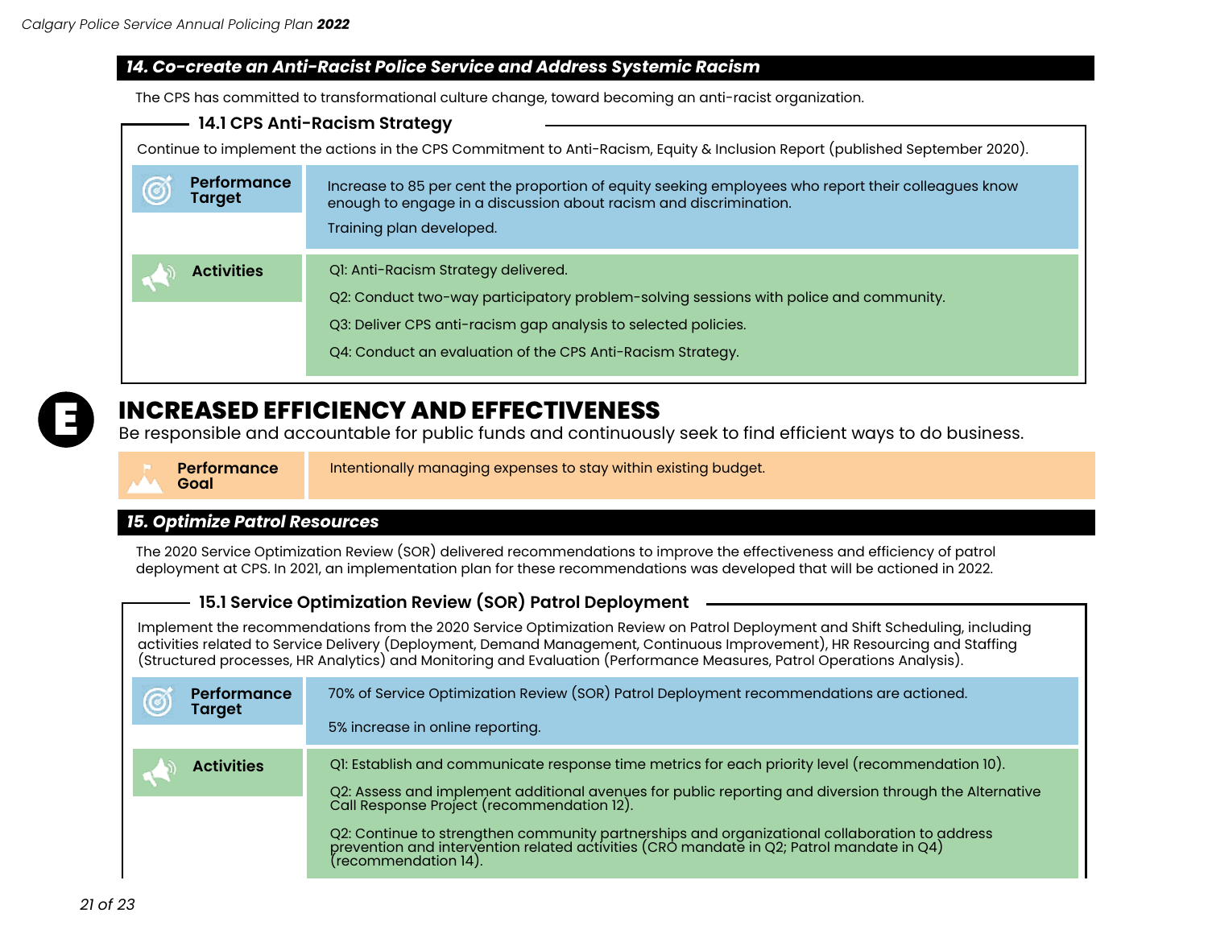## 14. Co-create an Anti-Racist Police Service and Address Systemic Racism

The CPS has committed to transformational culture change, toward becoming an anti-racist organization.

### 14.1 CPS Anti-Racism Strategy

Continue to implement the actions in the CPS Commitment to Anti-Racism, Equity & Inclusion Report (published September 2020).

| | |
|---|---|
| **Performance Target** | Increase to 85 per cent the proportion of equity seeking employees who report their colleagues know enough to engage in a discussion about racism and discrimination.<br><br>Training plan developed. |
| **Activities** | Q1: Anti-Racism Strategy delivered.<br><br>Q2: Conduct two-way participatory problem-solving sessions with police and community.<br><br>Q3: Deliver CPS anti-racism gap analysis to selected policies.<br><br>Q4: Conduct an evaluation of the CPS Anti-Racism Strategy. |

# E INCREASED EFFICIENCY AND EFFECTIVENESS

Be responsible and accountable for public funds and continuously seek to find efficient ways to do business.

| | |
|---|---|
| **Performance Goal** | Intentionally managing expenses to stay within existing budget. |

## 15. Optimize Patrol Resources

The 2020 Service Optimization Review (SOR) delivered recommendations to improve the effectiveness and efficiency of patrol deployment at CPS. In 2021, an implementation plan for these recommendations was developed that will be actioned in 2022.

### 15.1 Service Optimization Review (SOR) Patrol Deployment

Implement the recommendations from the 2020 Service Optimization Review on Patrol Deployment and Shift Scheduling, including activities related to Service Delivery (Deployment, Demand Management, Continuous Improvement), HR Resourcing and Staffing (Structured processes, HR Analytics) and Monitoring and Evaluation (Performance Measures, Patrol Operations Analysis).

| | |
|---|---|
| **Performance Target** | 70% of Service Optimization Review (SOR) Patrol Deployment recommendations are actioned.<br><br>5% increase in online reporting. |
| **Activities** | Q1: Establish and communicate response time metrics for each priority level (recommendation 10).<br><br>Q2: Assess and implement additional avenues for public reporting and diversion through the Alternative Call Response Project (recommendation 12).<br><br>Q2: Continue to strengthen community partnerships and organizational collaboration to address prevention and intervention related activities (CRO mandate in Q2; Patrol mandate in Q4) (recommendation 14). |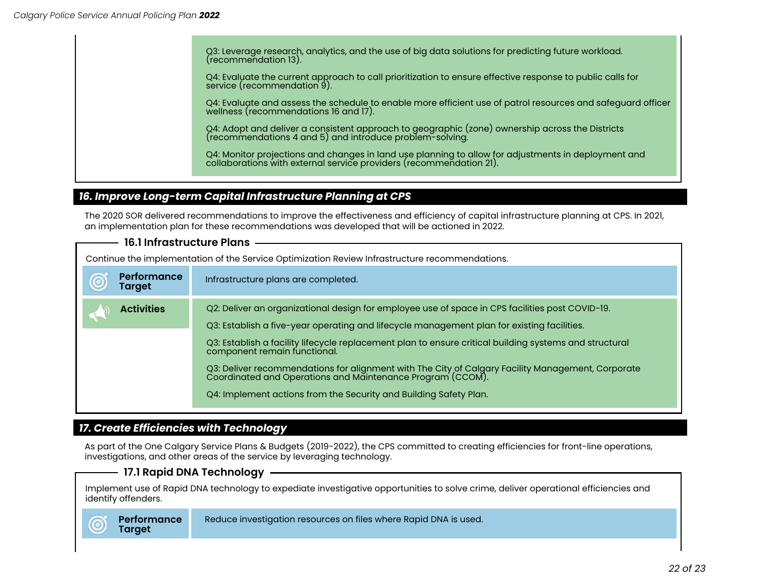Q3: Leverage research, analytics, and the use of big data solutions for predicting future workload. (recommendation 13).

Q4: Evaluate the current approach to call prioritization to ensure effective response to public calls for service (recommendation 9).

Q4: Evaluate and assess the schedule to enable more efficient use of patrol resources and safeguard officer wellness (recommendations 16 and 17).

Q4: Adopt and deliver a consistent approach to geographic (zone) ownership across the Districts (recommendations 4 and 5) and introduce problem-solving.

Q4: Monitor projections and changes in land use planning to allow for adjustments in deployment and collaborations with external service providers (recommendation 21).

## *16. Improve Long-term Capital Infrastructure Planning at CPS*

The 2020 SOR delivered recommendations to improve the effectiveness and efficiency of capital infrastructure planning at CPS. In 2021, an implementation plan for these recommendations was developed that will be actioned in 2022.

### 16.1 Infrastructure Plans

Continue the implementation of the Service Optimization Review Infrastructure recommendations.

| | |
|---|---|
| **Performance Target** | Infrastructure plans are completed. |
| **Activities** | Q2: Deliver an organizational design for employee use of space in CPS facilities post COVID-19.<br>Q3: Establish a five-year operating and lifecycle management plan for existing facilities.<br>Q3: Establish a facility lifecycle replacement plan to ensure critical building systems and structural component remain functional.<br>Q3: Deliver recommendations for alignment with The City of Calgary Facility Management, Corporate Coordinated and Operations and Maintenance Program (CCOM).<br>Q4: Implement actions from the Security and Building Safety Plan. |

## *17. Create Efficiencies with Technology*

As part of the One Calgary Service Plans & Budgets (2019-2022), the CPS committed to creating efficiencies for front-line operations, investigations, and other areas of the service by leveraging technology.

### 17.1 Rapid DNA Technology

Implement use of Rapid DNA technology to expediate investigative opportunities to solve crime, deliver operational efficiencies and identify offenders.

| | |
|---|---|
| **Performance Target** | Reduce investigation resources on files where Rapid DNA is used. |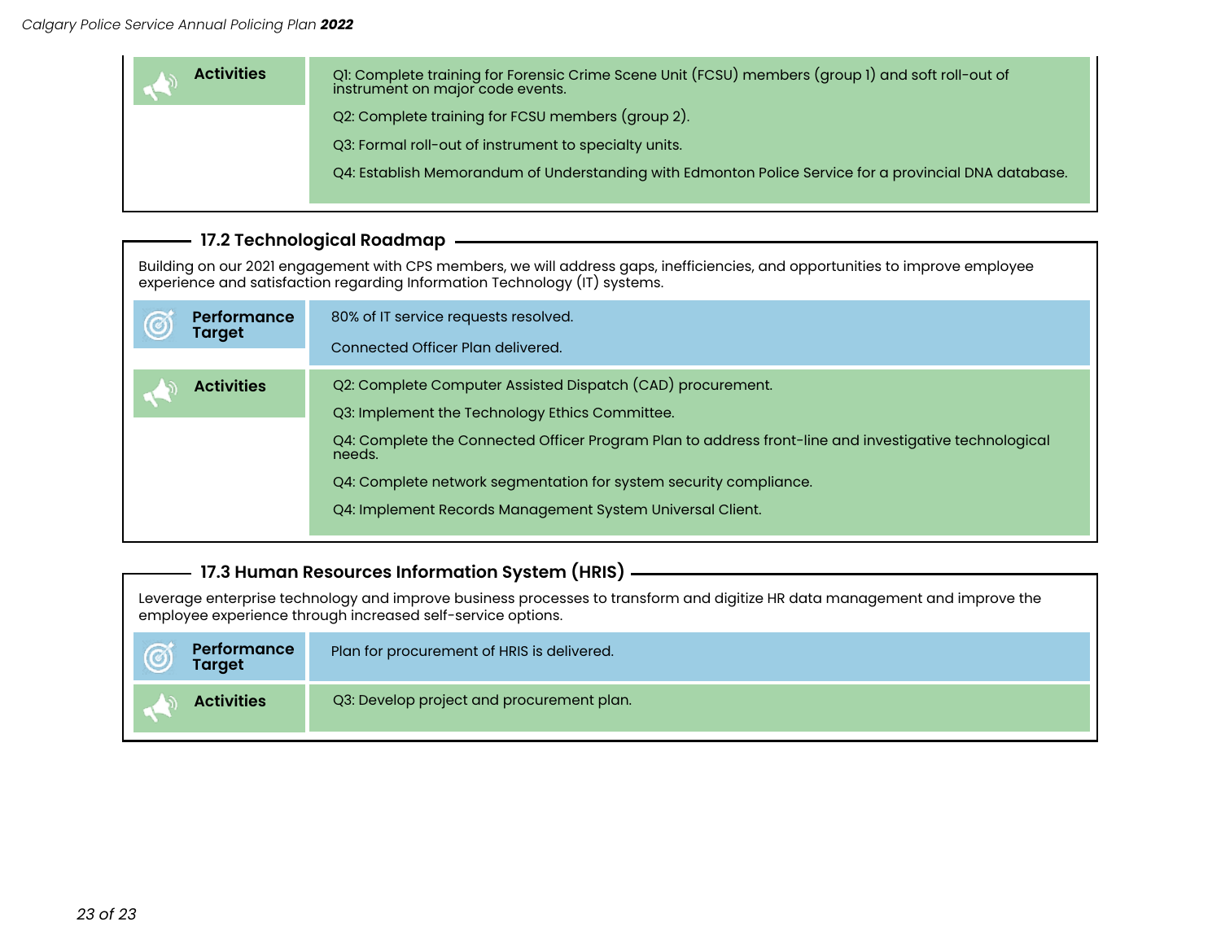**Activities**

Q1: Complete training for Forensic Crime Scene Unit (FCSU) members (group 1) and soft roll-out of instrument on major code events.

Q2: Complete training for FCSU members (group 2).

Q3: Formal roll-out of instrument to specialty units.

Q4: Establish Memorandum of Understanding with Edmonton Police Service for a provincial DNA database.

## 17.2 Technological Roadmap

Building on our 2021 engagement with CPS members, we will address gaps, inefficiencies, and opportunities to improve employee experience and satisfaction regarding Information Technology (IT) systems.

**Performance Target**

80% of IT service requests resolved.

Connected Officer Plan delivered.

**Activities**

Q2: Complete Computer Assisted Dispatch (CAD) procurement.

Q3: Implement the Technology Ethics Committee.

Q4: Complete the Connected Officer Program Plan to address front-line and investigative technological needs.

Q4: Complete network segmentation for system security compliance.

Q4: Implement Records Management System Universal Client.

## 17.3 Human Resources Information System (HRIS)

Leverage enterprise technology and improve business processes to transform and digitize HR data management and improve the employee experience through increased self-service options.

**Performance Target**

Plan for procurement of HRIS is delivered.

**Activities**

Q3: Develop project and procurement plan.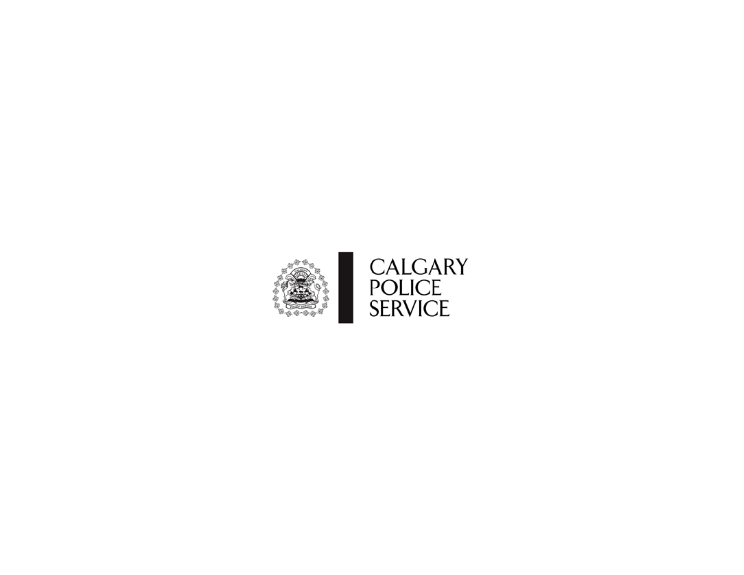CALGARY
POLICE
SERVICE